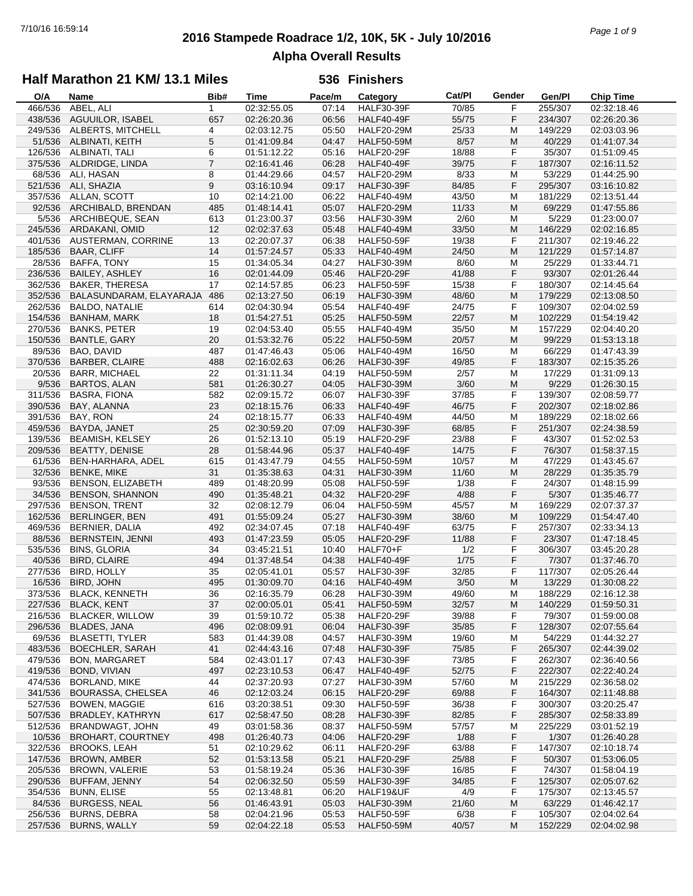# 2016 Stampede Roadrace 1/2, 10K, 5K - July 10/2016

## Alpha Overall Results

### Half Marathon 21 KM/ 13.1 Miles — 536 Finishers

| O/A | Name | Bib# | Time | Pace/m | Category | Cat/Pl | Gender | Gen/Pl | Chip Time |
|---|---|---|---|---|---|---|---|---|---|
| 466/536 | ABEL, ALI | 1 | 02:32:55.05 | 07:14 | HALF30-39F | 70/85 | F | 255/307 | 02:32:18.46 |
| 438/536 | AGUUILOR, ISABEL | 657 | 02:26:20.36 | 06:56 | HALF40-49F | 55/75 | F | 234/307 | 02:26:20.36 |
| 249/536 | ALBERTS, MITCHELL | 4 | 02:03:12.75 | 05:50 | HALF20-29M | 25/33 | M | 149/229 | 02:03:03.96 |
| 51/536 | ALBINATI, KEITH | 5 | 01:41:09.84 | 04:47 | HALF50-59M | 8/57 | M | 40/229 | 01:41:07.34 |
| 126/536 | ALBINATI, TALI | 6 | 01:51:12.22 | 05:16 | HALF20-29F | 18/88 | F | 35/307 | 01:51:09.45 |
| 375/536 | ALDRIDGE, LINDA | 7 | 02:16:41.46 | 06:28 | HALF40-49F | 39/75 | F | 187/307 | 02:16:11.52 |
| 68/536 | ALI, HASAN | 8 | 01:44:29.66 | 04:57 | HALF20-29M | 8/33 | M | 53/229 | 01:44:25.90 |
| 521/536 | ALI, SHAZIA | 9 | 03:16:10.94 | 09:17 | HALF30-39F | 84/85 | F | 295/307 | 03:16:10.82 |
| 357/536 | ALLAN, SCOTT | 10 | 02:14:21.00 | 06:22 | HALF40-49M | 43/50 | M | 181/229 | 02:13:51.44 |
| 92/536 | ARCHIBALD, BRENDAN | 485 | 01:48:14.41 | 05:07 | HALF20-29M | 11/33 | M | 69/229 | 01:47:55.86 |
| 5/536 | ARCHIBEQUE, SEAN | 613 | 01:23:00.37 | 03:56 | HALF30-39M | 2/60 | M | 5/229 | 01:23:00.07 |
| 245/536 | ARDAKANI, OMID | 12 | 02:02:37.63 | 05:48 | HALF40-49M | 33/50 | M | 146/229 | 02:02:16.85 |
| 401/536 | AUSTERMAN, CORRINE | 13 | 02:20:07.37 | 06:38 | HALF50-59F | 19/38 | F | 211/307 | 02:19:46.22 |
| 185/536 | BAAR, CLIFF | 14 | 01:57:24.57 | 05:33 | HALF40-49M | 24/50 | M | 121/229 | 01:57:14.87 |
| 28/536 | BAFFA, TONY | 15 | 01:34:05.34 | 04:27 | HALF30-39M | 8/60 | M | 25/229 | 01:33:44.71 |
| 236/536 | BAILEY, ASHLEY | 16 | 02:01:44.09 | 05:46 | HALF20-29F | 41/88 | F | 93/307 | 02:01:26.44 |
| 362/536 | BAKER, THERESA | 17 | 02:14:57.85 | 06:23 | HALF50-59F | 15/38 | F | 180/307 | 02:14:45.64 |
| 352/536 | BALASUNDARAM, ELAYARAJA | 486 | 02:13:27.50 | 06:19 | HALF30-39M | 48/60 | M | 179/229 | 02:13:08.50 |
| 262/536 | BALDO, NATALIE | 614 | 02:04:30.94 | 05:54 | HALF40-49F | 24/75 | F | 109/307 | 02:04:02.59 |
| 154/536 | BANHAM, MARK | 18 | 01:54:27.51 | 05:25 | HALF50-59M | 22/57 | M | 102/229 | 01:54:19.42 |
| 270/536 | BANKS, PETER | 19 | 02:04:53.40 | 05:55 | HALF40-49M | 35/50 | M | 157/229 | 02:04:40.20 |
| 150/536 | BANTLE, GARY | 20 | 01:53:32.76 | 05:22 | HALF50-59M | 20/57 | M | 99/229 | 01:53:13.18 |
| 89/536 | BAO, DAVID | 487 | 01:47:46.43 | 05:06 | HALF40-49M | 16/50 | M | 66/229 | 01:47:43.39 |
| 370/536 | BARBER, CLAIRE | 488 | 02:16:02.63 | 06:26 | HALF30-39F | 49/85 | F | 183/307 | 02:15:35.26 |
| 20/536 | BARR, MICHAEL | 22 | 01:31:11.34 | 04:19 | HALF50-59M | 2/57 | M | 17/229 | 01:31:09.13 |
| 9/536 | BARTOS, ALAN | 581 | 01:26:30.27 | 04:05 | HALF30-39M | 3/60 | M | 9/229 | 01:26:30.15 |
| 311/536 | BASRA, FIONA | 582 | 02:09:15.72 | 06:07 | HALF30-39F | 37/85 | F | 139/307 | 02:08:59.77 |
| 390/536 | BAY, ALANNA | 23 | 02:18:15.76 | 06:33 | HALF40-49F | 46/75 | F | 202/307 | 02:18:02.86 |
| 391/536 | BAY, RON | 24 | 02:18:15.77 | 06:33 | HALF40-49M | 44/50 | M | 189/229 | 02:18:02.66 |
| 459/536 | BAYDA, JANET | 25 | 02:30:59.20 | 07:09 | HALF30-39F | 68/85 | F | 251/307 | 02:24:38.59 |
| 139/536 | BEAMISH, KELSEY | 26 | 01:52:13.10 | 05:19 | HALF20-29F | 23/88 | F | 43/307 | 01:52:02.53 |
| 209/536 | BEATTY, DENISE | 28 | 01:58:44.96 | 05:37 | HALF40-49F | 14/75 | F | 76/307 | 01:58:37.15 |
| 61/536 | BEN-HARHARA, ADEL | 615 | 01:43:47.79 | 04:55 | HALF50-59M | 10/57 | M | 47/229 | 01:43:45.67 |
| 32/536 | BENKE, MIKE | 31 | 01:35:38.63 | 04:31 | HALF30-39M | 11/60 | M | 28/229 | 01:35:35.79 |
| 93/536 | BENSON, ELIZABETH | 489 | 01:48:20.99 | 05:08 | HALF50-59F | 1/38 | F | 24/307 | 01:48:15.99 |
| 34/536 | BENSON, SHANNON | 490 | 01:35:48.21 | 04:32 | HALF20-29F | 4/88 | F | 5/307 | 01:35:46.77 |
| 297/536 | BENSON, TRENT | 32 | 02:08:12.79 | 06:04 | HALF50-59M | 45/57 | M | 169/229 | 02:07:37.37 |
| 162/536 | BERLINGER, BEN | 491 | 01:55:09.24 | 05:27 | HALF30-39M | 38/60 | M | 109/229 | 01:54:47.40 |
| 469/536 | BERNIER, DALIA | 492 | 02:34:07.45 | 07:18 | HALF40-49F | 63/75 | F | 257/307 | 02:33:34.13 |
| 88/536 | BERNSTEIN, JENNI | 493 | 01:47:23.59 | 05:05 | HALF20-29F | 11/88 | F | 23/307 | 01:47:18.45 |
| 535/536 | BINS, GLORIA | 34 | 03:45:21.51 | 10:40 | HALF70+F | 1/2 | F | 306/307 | 03:45:20.28 |
| 40/536 | BIRD, CLAIRE | 494 | 01:37:48.54 | 04:38 | HALF40-49F | 1/75 | F | 7/307 | 01:37:46.70 |
| 277/536 | BIRD, HOLLY | 35 | 02:05:41.01 | 05:57 | HALF30-39F | 32/85 | F | 117/307 | 02:05:26.44 |
| 16/536 | BIRD, JOHN | 495 | 01:30:09.70 | 04:16 | HALF40-49M | 3/50 | M | 13/229 | 01:30:08.22 |
| 373/536 | BLACK, KENNETH | 36 | 02:16:35.79 | 06:28 | HALF30-39M | 49/60 | M | 188/229 | 02:16:12.38 |
| 227/536 | BLACK, KENT | 37 | 02:00:05.01 | 05:41 | HALF50-59M | 32/57 | M | 140/229 | 01:59:50.31 |
| 216/536 | BLACKER, WILLOW | 39 | 01:59:10.72 | 05:38 | HALF20-29F | 39/88 | F | 79/307 | 01:59:00.08 |
| 296/536 | BLADES, JANA | 496 | 02:08:09.91 | 06:04 | HALF30-39F | 35/85 | F | 128/307 | 02:07:55.64 |
| 69/536 | BLASETTI, TYLER | 583 | 01:44:39.08 | 04:57 | HALF30-39M | 19/60 | M | 54/229 | 01:44:32.27 |
| 483/536 | BOECHLER, SARAH | 41 | 02:44:43.16 | 07:48 | HALF30-39F | 75/85 | F | 265/307 | 02:44:39.02 |
| 479/536 | BON, MARGARET | 584 | 02:43:01.17 | 07:43 | HALF30-39F | 73/85 | F | 262/307 | 02:36:40.56 |
| 419/536 | BOND, VIVIAN | 497 | 02:23:10.53 | 06:47 | HALF40-49F | 52/75 | F | 222/307 | 02:22:40.24 |
| 474/536 | BORLAND, MIKE | 44 | 02:37:20.93 | 07:27 | HALF30-39M | 57/60 | M | 215/229 | 02:36:58.02 |
| 341/536 | BOURASSA, CHELSEA | 46 | 02:12:03.24 | 06:15 | HALF20-29F | 69/88 | F | 164/307 | 02:11:48.88 |
| 527/536 | BOWEN, MAGGIE | 616 | 03:20:38.51 | 09:30 | HALF50-59F | 36/38 | F | 300/307 | 03:20:25.47 |
| 507/536 | BRADLEY, KATHRYN | 617 | 02:58:47.50 | 08:28 | HALF30-39F | 82/85 | F | 285/307 | 02:58:33.89 |
| 512/536 | BRANDWAGT, JOHN | 49 | 03:01:58.36 | 08:37 | HALF50-59M | 57/57 | M | 225/229 | 03:01:52.19 |
| 10/536 | BROHART, COURTNEY | 498 | 01:26:40.73 | 04:06 | HALF20-29F | 1/88 | F | 1/307 | 01:26:40.28 |
| 322/536 | BROOKS, LEAH | 51 | 02:10:29.62 | 06:11 | HALF20-29F | 63/88 | F | 147/307 | 02:10:18.74 |
| 147/536 | BROWN, AMBER | 52 | 01:53:13.58 | 05:21 | HALF20-29F | 25/88 | F | 50/307 | 01:53:06.05 |
| 205/536 | BROWN, VALERIE | 53 | 01:58:19.24 | 05:36 | HALF30-39F | 16/85 | F | 74/307 | 01:58:04.19 |
| 290/536 | BUFFAM, JENNY | 54 | 02:06:32.50 | 05:59 | HALF30-39F | 34/85 | F | 125/307 | 02:05:07.62 |
| 354/536 | BUNN, ELISE | 55 | 02:13:48.81 | 06:20 | HALF19&UF | 4/9 | F | 175/307 | 02:13:45.57 |
| 84/536 | BURGESS, NEAL | 56 | 01:46:43.91 | 05:03 | HALF30-39M | 21/60 | M | 63/229 | 01:46:42.17 |
| 256/536 | BURNS, DEBRA | 58 | 02:04:21.96 | 05:53 | HALF50-59F | 6/38 | F | 105/307 | 02:04:02.64 |
| 257/536 | BURNS, WALLY | 59 | 02:04:22.18 | 05:53 | HALF50-59M | 40/57 | M | 152/229 | 02:04:02.98 |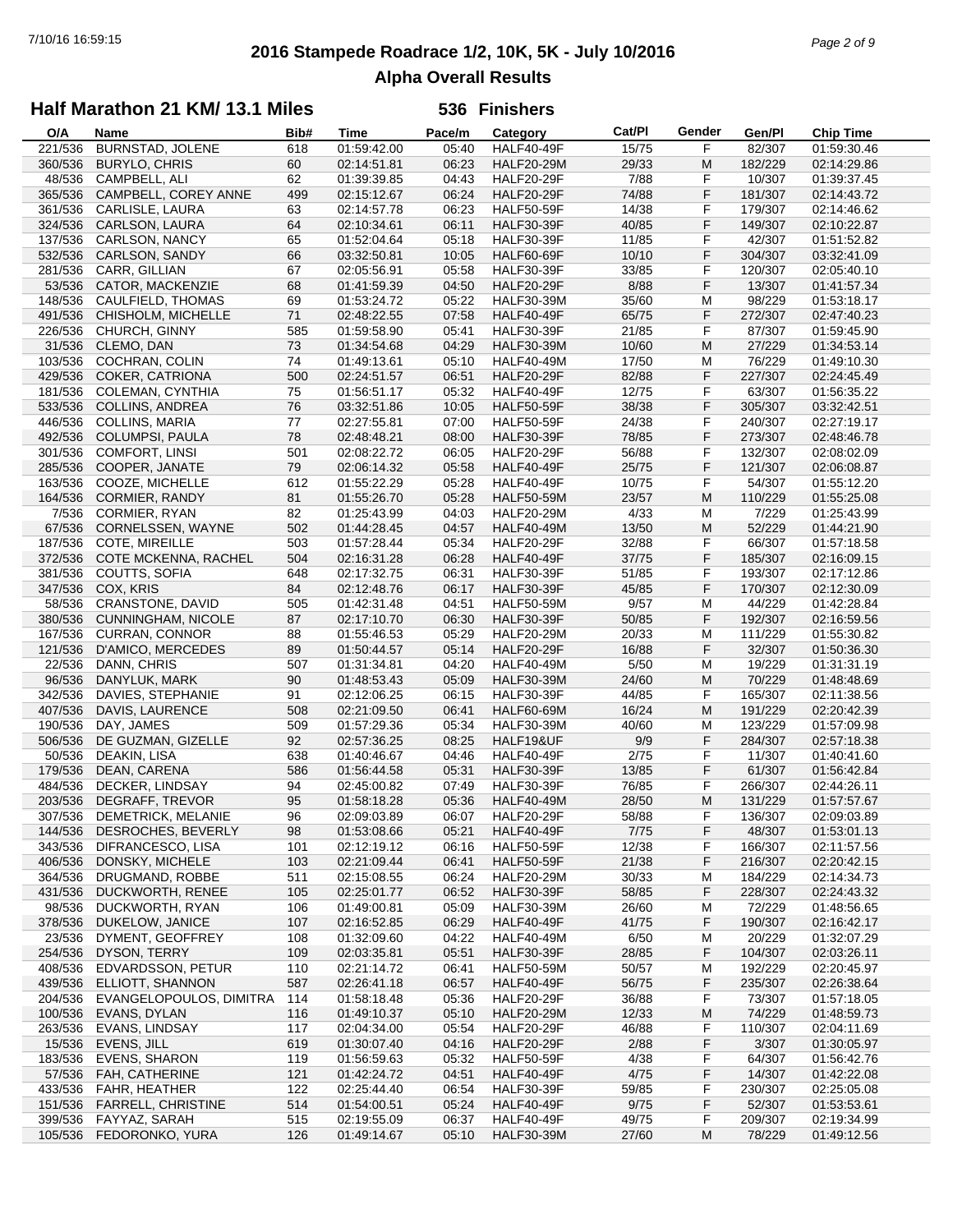# 2016 Stampede Roadrace 1/2, 10K, 5K - July 10/2016

## Alpha Overall Results

### Half Marathon 21 KM/ 13.1 Miles — 536 Finishers

| O/A | Name | Bib# | Time | Pace/m | Category | Cat/Pl | Gender | Gen/Pl | Chip Time |
|---|---|---|---|---|---|---|---|---|---|
| 221/536 | BURNSTAD, JOLENE | 618 | 01:59:42.00 | 05:40 | HALF40-49F | 15/75 | F | 82/307 | 01:59:30.46 |
| 360/536 | BURYLO, CHRIS | 60 | 02:14:51.81 | 06:23 | HALF20-29M | 29/33 | M | 182/229 | 02:14:29.86 |
| 48/536 | CAMPBELL, ALI | 62 | 01:39:39.85 | 04:43 | HALF20-29F | 7/88 | F | 10/307 | 01:39:37.45 |
| 365/536 | CAMPBELL, COREY ANNE | 499 | 02:15:12.67 | 06:24 | HALF20-29F | 74/88 | F | 181/307 | 02:14:43.72 |
| 361/536 | CARLISLE, LAURA | 63 | 02:14:57.78 | 06:23 | HALF50-59F | 14/38 | F | 179/307 | 02:14:46.62 |
| 324/536 | CARLSON, LAURA | 64 | 02:10:34.61 | 06:11 | HALF30-39F | 40/85 | F | 149/307 | 02:10:22.87 |
| 137/536 | CARLSON, NANCY | 65 | 01:52:04.64 | 05:18 | HALF30-39F | 11/85 | F | 42/307 | 01:51:52.82 |
| 532/536 | CARLSON, SANDY | 66 | 03:32:50.81 | 10:05 | HALF60-69F | 10/10 | F | 304/307 | 03:32:41.09 |
| 281/536 | CARR, GILLIAN | 67 | 02:05:56.91 | 05:58 | HALF30-39F | 33/85 | F | 120/307 | 02:05:40.10 |
| 53/536 | CATOR, MACKENZIE | 68 | 01:41:59.39 | 04:50 | HALF20-29F | 8/88 | F | 13/307 | 01:41:57.34 |
| 148/536 | CAULFIELD, THOMAS | 69 | 01:53:24.72 | 05:22 | HALF30-39M | 35/60 | M | 98/229 | 01:53:18.17 |
| 491/536 | CHISHOLM, MICHELLE | 71 | 02:48:22.55 | 07:58 | HALF40-49F | 65/75 | F | 272/307 | 02:47:40.23 |
| 226/536 | CHURCH, GINNY | 585 | 01:59:58.90 | 05:41 | HALF30-39F | 21/85 | F | 87/307 | 01:59:45.90 |
| 31/536 | CLEMO, DAN | 73 | 01:34:54.68 | 04:29 | HALF30-39M | 10/60 | M | 27/229 | 01:34:53.14 |
| 103/536 | COCHRAN, COLIN | 74 | 01:49:13.61 | 05:10 | HALF40-49M | 17/50 | M | 76/229 | 01:49:10.30 |
| 429/536 | COKER, CATRIONA | 500 | 02:24:51.57 | 06:51 | HALF20-29F | 82/88 | F | 227/307 | 02:24:45.49 |
| 181/536 | COLEMAN, CYNTHIA | 75 | 01:56:51.17 | 05:32 | HALF40-49F | 12/75 | F | 63/307 | 01:56:35.22 |
| 533/536 | COLLINS, ANDREA | 76 | 03:32:51.86 | 10:05 | HALF50-59F | 38/38 | F | 305/307 | 03:32:42.51 |
| 446/536 | COLLINS, MARIA | 77 | 02:27:55.81 | 07:00 | HALF50-59F | 24/38 | F | 240/307 | 02:27:19.17 |
| 492/536 | COLUMPSI, PAULA | 78 | 02:48:48.21 | 08:00 | HALF30-39F | 78/85 | F | 273/307 | 02:48:46.78 |
| 301/536 | COMFORT, LINSI | 501 | 02:08:22.72 | 06:05 | HALF20-29F | 56/88 | F | 132/307 | 02:08:02.09 |
| 285/536 | COOPER, JANATE | 79 | 02:06:14.32 | 05:58 | HALF40-49F | 25/75 | F | 121/307 | 02:06:08.87 |
| 163/536 | COOZE, MICHELLE | 612 | 01:55:22.29 | 05:28 | HALF40-49F | 10/75 | F | 54/307 | 01:55:12.20 |
| 164/536 | CORMIER, RANDY | 81 | 01:55:26.70 | 05:28 | HALF50-59M | 23/57 | M | 110/229 | 01:55:25.08 |
| 7/536 | CORMIER, RYAN | 82 | 01:25:43.99 | 04:03 | HALF20-29M | 4/33 | M | 7/229 | 01:25:43.99 |
| 67/536 | CORNELSSEN, WAYNE | 502 | 01:44:28.45 | 04:57 | HALF40-49M | 13/50 | M | 52/229 | 01:44:21.90 |
| 187/536 | COTE, MIREILLE | 503 | 01:57:28.44 | 05:34 | HALF20-29F | 32/88 | F | 66/307 | 01:57:18.58 |
| 372/536 | COTE MCKENNA, RACHEL | 504 | 02:16:31.28 | 06:28 | HALF40-49F | 37/75 | F | 185/307 | 02:16:09.15 |
| 381/536 | COUTTS, SOFIA | 648 | 02:17:32.75 | 06:31 | HALF30-39F | 51/85 | F | 193/307 | 02:17:12.86 |
| 347/536 | COX, KRIS | 84 | 02:12:48.76 | 06:17 | HALF30-39F | 45/85 | F | 170/307 | 02:12:30.09 |
| 58/536 | CRANSTONE, DAVID | 505 | 01:42:31.48 | 04:51 | HALF50-59M | 9/57 | M | 44/229 | 01:42:28.84 |
| 380/536 | CUNNINGHAM, NICOLE | 87 | 02:17:10.70 | 06:30 | HALF30-39F | 50/85 | F | 192/307 | 02:16:59.56 |
| 167/536 | CURRAN, CONNOR | 88 | 01:55:46.53 | 05:29 | HALF20-29M | 20/33 | M | 111/229 | 01:55:30.82 |
| 121/536 | D'AMICO, MERCEDES | 89 | 01:50:44.57 | 05:14 | HALF20-29F | 16/88 | F | 32/307 | 01:50:36.30 |
| 22/536 | DANN, CHRIS | 507 | 01:31:34.81 | 04:20 | HALF40-49M | 5/50 | M | 19/229 | 01:31:31.19 |
| 96/536 | DANYLUK, MARK | 90 | 01:48:53.43 | 05:09 | HALF30-39M | 24/60 | M | 70/229 | 01:48:48.69 |
| 342/536 | DAVIES, STEPHANIE | 91 | 02:12:06.25 | 06:15 | HALF30-39F | 44/85 | F | 165/307 | 02:11:38.56 |
| 407/536 | DAVIS, LAURENCE | 508 | 02:21:09.50 | 06:41 | HALF60-69M | 16/24 | M | 191/229 | 02:20:42.39 |
| 190/536 | DAY, JAMES | 509 | 01:57:29.36 | 05:34 | HALF30-39M | 40/60 | M | 123/229 | 01:57:09.98 |
| 506/536 | DE GUZMAN, GIZELLE | 92 | 02:57:36.25 | 08:25 | HALF19&UF | 9/9 | F | 284/307 | 02:57:18.38 |
| 50/536 | DEAKIN, LISA | 638 | 01:40:46.67 | 04:46 | HALF40-49F | 2/75 | F | 11/307 | 01:40:41.60 |
| 179/536 | DEAN, CARENA | 586 | 01:56:44.58 | 05:31 | HALF30-39F | 13/85 | F | 61/307 | 01:56:42.84 |
| 484/536 | DECKER, LINDSAY | 94 | 02:45:00.82 | 07:49 | HALF30-39F | 76/85 | F | 266/307 | 02:44:26.11 |
| 203/536 | DEGRAFF, TREVOR | 95 | 01:58:18.28 | 05:36 | HALF40-49M | 28/50 | M | 131/229 | 01:57:57.67 |
| 307/536 | DEMETRICK, MELANIE | 96 | 02:09:03.89 | 06:07 | HALF20-29F | 58/88 | F | 136/307 | 02:09:03.89 |
| 144/536 | DESROCHES, BEVERLY | 98 | 01:53:08.66 | 05:21 | HALF40-49F | 7/75 | F | 48/307 | 01:53:01.13 |
| 343/536 | DIFRANCESCO, LISA | 101 | 02:12:19.12 | 06:16 | HALF50-59F | 12/38 | F | 166/307 | 02:11:57.56 |
| 406/536 | DONSKY, MICHELE | 103 | 02:21:09.44 | 06:41 | HALF50-59F | 21/38 | F | 216/307 | 02:20:42.15 |
| 364/536 | DRUGMAND, ROBBE | 511 | 02:15:08.55 | 06:24 | HALF20-29M | 30/33 | M | 184/229 | 02:14:34.73 |
| 431/536 | DUCKWORTH, RENEE | 105 | 02:25:01.77 | 06:52 | HALF30-39F | 58/85 | F | 228/307 | 02:24:43.32 |
| 98/536 | DUCKWORTH, RYAN | 106 | 01:49:00.81 | 05:09 | HALF30-39M | 26/60 | M | 72/229 | 01:48:56.65 |
| 378/536 | DUKELOW, JANICE | 107 | 02:16:52.85 | 06:29 | HALF40-49F | 41/75 | F | 190/307 | 02:16:42.17 |
| 23/536 | DYMENT, GEOFFREY | 108 | 01:32:09.60 | 04:22 | HALF40-49M | 6/50 | M | 20/229 | 01:32:07.29 |
| 254/536 | DYSON, TERRY | 109 | 02:03:35.81 | 05:51 | HALF30-39F | 28/85 | F | 104/307 | 02:03:26.11 |
| 408/536 | EDVARDSSON, PETUR | 110 | 02:21:14.72 | 06:41 | HALF50-59M | 50/57 | M | 192/229 | 02:20:45.97 |
| 439/536 | ELLIOTT, SHANNON | 587 | 02:26:41.18 | 06:57 | HALF40-49F | 56/75 | F | 235/307 | 02:26:38.64 |
| 204/536 | EVANGELOPOULOS, DIMITRA | 114 | 01:58:18.48 | 05:36 | HALF20-29F | 36/88 | F | 73/307 | 01:57:18.05 |
| 100/536 | EVANS, DYLAN | 116 | 01:49:10.37 | 05:10 | HALF20-29M | 12/33 | M | 74/229 | 01:48:59.73 |
| 263/536 | EVANS, LINDSAY | 117 | 02:04:34.00 | 05:54 | HALF20-29F | 46/88 | F | 110/307 | 02:04:11.69 |
| 15/536 | EVENS, JILL | 619 | 01:30:07.40 | 04:16 | HALF20-29F | 2/88 | F | 3/307 | 01:30:05.97 |
| 183/536 | EVENS, SHARON | 119 | 01:56:59.63 | 05:32 | HALF50-59F | 4/38 | F | 64/307 | 01:56:42.76 |
| 57/536 | FAH, CATHERINE | 121 | 01:42:24.72 | 04:51 | HALF40-49F | 4/75 | F | 14/307 | 01:42:22.08 |
| 433/536 | FAHR, HEATHER | 122 | 02:25:44.40 | 06:54 | HALF30-39F | 59/85 | F | 230/307 | 02:25:05.08 |
| 151/536 | FARRELL, CHRISTINE | 514 | 01:54:00.51 | 05:24 | HALF40-49F | 9/75 | F | 52/307 | 01:53:53.61 |
| 399/536 | FAYYAZ, SARAH | 515 | 02:19:55.09 | 06:37 | HALF40-49F | 49/75 | F | 209/307 | 02:19:34.99 |
| 105/536 | FEDORONKO, YURA | 126 | 01:49:14.67 | 05:10 | HALF30-39M | 27/60 | M | 78/229 | 01:49:12.56 |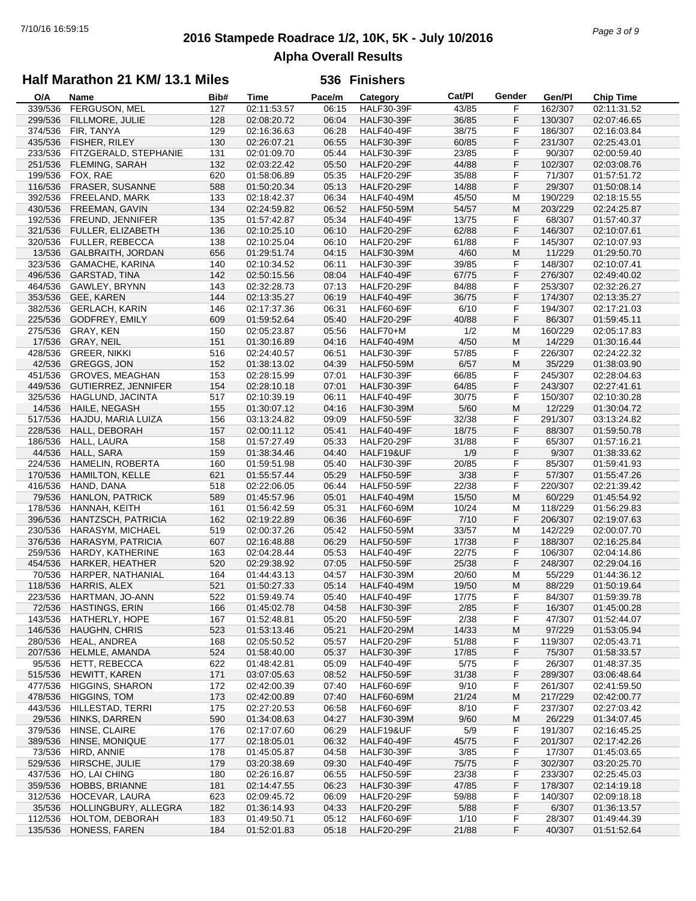# 2016 Stampede Roadrace 1/2, 10K, 5K - July 10/2016

## Alpha Overall Results

### Half Marathon 21 KM/ 13.1 Miles — 536 Finishers

| O/A | Name | Bib# | Time | Pace/m | Category | Cat/Pl | Gender | Gen/Pl | Chip Time |
|---|---|---|---|---|---|---|---|---|---|
| 339/536 | FERGUSON, MEL | 127 | 02:11:53.57 | 06:15 | HALF30-39F | 43/85 | F | 162/307 | 02:11:31.52 |
| 299/536 | FILLMORE, JULIE | 128 | 02:08:20.72 | 06:04 | HALF30-39F | 36/85 | F | 130/307 | 02:07:46.65 |
| 374/536 | FIR, TANYA | 129 | 02:16:36.63 | 06:28 | HALF40-49F | 38/75 | F | 186/307 | 02:16:03.84 |
| 435/536 | FISHER, RILEY | 130 | 02:26:07.21 | 06:55 | HALF30-39F | 60/85 | F | 231/307 | 02:25:43.01 |
| 233/536 | FITZGERALD, STEPHANIE | 131 | 02:01:09.70 | 05:44 | HALF30-39F | 23/85 | F | 90/307 | 02:00:59.40 |
| 251/536 | FLEMING, SARAH | 132 | 02:03:22.42 | 05:50 | HALF20-29F | 44/88 | F | 102/307 | 02:03:08.76 |
| 199/536 | FOX, RAE | 620 | 01:58:06.89 | 05:35 | HALF20-29F | 35/88 | F | 71/307 | 01:57:51.72 |
| 116/536 | FRASER, SUSANNE | 588 | 01:50:20.34 | 05:13 | HALF20-29F | 14/88 | F | 29/307 | 01:50:08.14 |
| 392/536 | FREELAND, MARK | 133 | 02:18:42.37 | 06:34 | HALF40-49M | 45/50 | M | 190/229 | 02:18:15.55 |
| 430/536 | FREEMAN, GAVIN | 134 | 02:24:59.82 | 06:52 | HALF50-59M | 54/57 | M | 203/229 | 02:24:25.87 |
| 192/536 | FREUND, JENNIFER | 135 | 01:57:42.87 | 05:34 | HALF40-49F | 13/75 | F | 68/307 | 01:57:40.37 |
| 321/536 | FULLER, ELIZABETH | 136 | 02:10:25.10 | 06:10 | HALF20-29F | 62/88 | F | 146/307 | 02:10:07.61 |
| 320/536 | FULLER, REBECCA | 138 | 02:10:25.04 | 06:10 | HALF20-29F | 61/88 | F | 145/307 | 02:10:07.93 |
| 13/536 | GALBRAITH, JORDAN | 656 | 01:29:51.74 | 04:15 | HALF30-39M | 4/60 | M | 11/229 | 01:29:50.70 |
| 323/536 | GAMACHE, KARINA | 140 | 02:10:34.52 | 06:11 | HALF30-39F | 39/85 | F | 148/307 | 02:10:07.41 |
| 496/536 | GARSTAD, TINA | 142 | 02:50:15.56 | 08:04 | HALF40-49F | 67/75 | F | 276/307 | 02:49:40.02 |
| 464/536 | GAWLEY, BRYNN | 143 | 02:32:28.73 | 07:13 | HALF20-29F | 84/88 | F | 253/307 | 02:32:26.27 |
| 353/536 | GEE, KAREN | 144 | 02:13:35.27 | 06:19 | HALF40-49F | 36/75 | F | 174/307 | 02:13:35.27 |
| 382/536 | GERLACH, KARIN | 146 | 02:17:37.36 | 06:31 | HALF60-69F | 6/10 | F | 194/307 | 02:17:21.03 |
| 225/536 | GODFREY, EMILY | 609 | 01:59:52.64 | 05:40 | HALF20-29F | 40/88 | F | 86/307 | 01:59:45.11 |
| 275/536 | GRAY, KEN | 150 | 02:05:23.87 | 05:56 | HALF70+M | 1/2 | M | 160/229 | 02:05:17.83 |
| 17/536 | GRAY, NEIL | 151 | 01:30:16.89 | 04:16 | HALF40-49M | 4/50 | M | 14/229 | 01:30:16.44 |
| 428/536 | GREER, NIKKI | 516 | 02:24:40.57 | 06:51 | HALF30-39F | 57/85 | F | 226/307 | 02:24:22.32 |
| 42/536 | GREGGS, JON | 152 | 01:38:13.02 | 04:39 | HALF50-59M | 6/57 | M | 35/229 | 01:38:03.90 |
| 451/536 | GROVES, MEAGHAN | 153 | 02:28:15.99 | 07:01 | HALF30-39F | 66/85 | F | 245/307 | 02:28:04.63 |
| 449/536 | GUTIERREZ, JENNIFER | 154 | 02:28:10.18 | 07:01 | HALF30-39F | 64/85 | F | 243/307 | 02:27:41.61 |
| 325/536 | HAGLUND, JACINTA | 517 | 02:10:39.19 | 06:11 | HALF40-49F | 30/75 | F | 150/307 | 02:10:30.28 |
| 14/536 | HAILE, NEGASH | 155 | 01:30:07.12 | 04:16 | HALF30-39M | 5/60 | M | 12/229 | 01:30:04.72 |
| 517/536 | HAJDU, MARIA LUIZA | 156 | 03:13:24.82 | 09:09 | HALF50-59F | 32/38 | F | 291/307 | 03:13:24.82 |
| 228/536 | HALL, DEBORAH | 157 | 02:00:11.12 | 05:41 | HALF40-49F | 18/75 | F | 88/307 | 01:59:50.78 |
| 186/536 | HALL, LAURA | 158 | 01:57:27.49 | 05:33 | HALF20-29F | 31/88 | F | 65/307 | 01:57:16.21 |
| 44/536 | HALL, SARA | 159 | 01:38:34.46 | 04:40 | HALF19&UF | 1/9 | F | 9/307 | 01:38:33.62 |
| 224/536 | HAMELIN, ROBERTA | 160 | 01:59:51.98 | 05:40 | HALF30-39F | 20/85 | F | 85/307 | 01:59:41.93 |
| 170/536 | HAMILTON, KELLE | 621 | 01:55:57.44 | 05:29 | HALF50-59F | 3/38 | F | 57/307 | 01:55:47.26 |
| 416/536 | HAND, DANA | 518 | 02:22:06.05 | 06:44 | HALF50-59F | 22/38 | F | 220/307 | 02:21:39.42 |
| 79/536 | HANLON, PATRICK | 589 | 01:45:57.96 | 05:01 | HALF40-49M | 15/50 | M | 60/229 | 01:45:54.92 |
| 178/536 | HANNAH, KEITH | 161 | 01:56:42.59 | 05:31 | HALF60-69M | 10/24 | M | 118/229 | 01:56:29.83 |
| 396/536 | HANTZSCH, PATRICIA | 162 | 02:19:22.89 | 06:36 | HALF60-69F | 7/10 | F | 206/307 | 02:19:07.63 |
| 230/536 | HARASYM, MICHAEL | 519 | 02:00:37.26 | 05:42 | HALF50-59M | 33/57 | M | 142/229 | 02:00:07.70 |
| 376/536 | HARASYM, PATRICIA | 607 | 02:16:48.88 | 06:29 | HALF50-59F | 17/38 | F | 188/307 | 02:16:25.84 |
| 259/536 | HARDY, KATHERINE | 163 | 02:04:28.44 | 05:53 | HALF40-49F | 22/75 | F | 106/307 | 02:04:14.86 |
| 454/536 | HARKER, HEATHER | 520 | 02:29:38.92 | 07:05 | HALF50-59F | 25/38 | F | 248/307 | 02:29:04.16 |
| 70/536 | HARPER, NATHANIAL | 164 | 01:44:43.13 | 04:57 | HALF30-39M | 20/60 | M | 55/229 | 01:44:36.12 |
| 118/536 | HARRIS, ALEX | 521 | 01:50:27.33 | 05:14 | HALF40-49M | 19/50 | M | 88/229 | 01:50:19.64 |
| 223/536 | HARTMAN, JO-ANN | 522 | 01:59:49.74 | 05:40 | HALF40-49F | 17/75 | F | 84/307 | 01:59:39.78 |
| 72/536 | HASTINGS, ERIN | 166 | 01:45:02.78 | 04:58 | HALF30-39F | 2/85 | F | 16/307 | 01:45:00.28 |
| 143/536 | HATHERLY, HOPE | 167 | 01:52:48.81 | 05:20 | HALF50-59F | 2/38 | F | 47/307 | 01:52:44.07 |
| 146/536 | HAUGHN, CHRIS | 523 | 01:53:13.46 | 05:21 | HALF20-29M | 14/33 | M | 97/229 | 01:53:05.94 |
| 280/536 | HEAL, ANDREA | 168 | 02:05:50.52 | 05:57 | HALF20-29F | 51/88 | F | 119/307 | 02:05:43.71 |
| 207/536 | HELMLE, AMANDA | 524 | 01:58:40.00 | 05:37 | HALF30-39F | 17/85 | F | 75/307 | 01:58:33.57 |
| 95/536 | HETT, REBECCA | 622 | 01:48:42.81 | 05:09 | HALF40-49F | 5/75 | F | 26/307 | 01:48:37.35 |
| 515/536 | HEWITT, KAREN | 171 | 03:07:05.63 | 08:52 | HALF50-59F | 31/38 | F | 289/307 | 03:06:48.64 |
| 477/536 | HIGGINS, SHARON | 172 | 02:42:00.39 | 07:40 | HALF60-69F | 9/10 | F | 261/307 | 02:41:59.50 |
| 478/536 | HIGGINS, TOM | 173 | 02:42:00.89 | 07:40 | HALF60-69M | 21/24 | M | 217/229 | 02:42:00.77 |
| 443/536 | HILLESTAD, TERRI | 175 | 02:27:20.53 | 06:58 | HALF60-69F | 8/10 | F | 237/307 | 02:27:03.42 |
| 29/536 | HINKS, DARREN | 590 | 01:34:08.63 | 04:27 | HALF30-39M | 9/60 | M | 26/229 | 01:34:07.45 |
| 379/536 | HINSE, CLAIRE | 176 | 02:17:07.60 | 06:29 | HALF19&UF | 5/9 | F | 191/307 | 02:16:45.25 |
| 389/536 | HINSE, MONIQUE | 177 | 02:18:05.01 | 06:32 | HALF40-49F | 45/75 | F | 201/307 | 02:17:42.26 |
| 73/536 | HIRD, ANNIE | 178 | 01:45:05.87 | 04:58 | HALF30-39F | 3/85 | F | 17/307 | 01:45:03.65 |
| 529/536 | HIRSCHE, JULIE | 179 | 03:20:38.69 | 09:30 | HALF40-49F | 75/75 | F | 302/307 | 03:20:25.70 |
| 437/536 | HO, LAI CHING | 180 | 02:26:16.87 | 06:55 | HALF50-59F | 23/38 | F | 233/307 | 02:25:45.03 |
| 359/536 | HOBBS, BRIANNE | 181 | 02:14:47.55 | 06:23 | HALF30-39F | 47/85 | F | 178/307 | 02:14:19.18 |
| 312/536 | HOCEVAR, LAURA | 623 | 02:09:45.72 | 06:09 | HALF20-29F | 59/88 | F | 140/307 | 02:09:18.18 |
| 35/536 | HOLLINGBURY, ALLEGRA | 182 | 01:36:14.93 | 04:33 | HALF20-29F | 5/88 | F | 6/307 | 01:36:13.57 |
| 112/536 | HOLTOM, DEBORAH | 183 | 01:49:50.71 | 05:12 | HALF60-69F | 1/10 | F | 28/307 | 01:49:44.39 |
| 135/536 | HONESS, FAREN | 184 | 01:52:01.83 | 05:18 | HALF20-29F | 21/88 | F | 40/307 | 01:51:52.64 |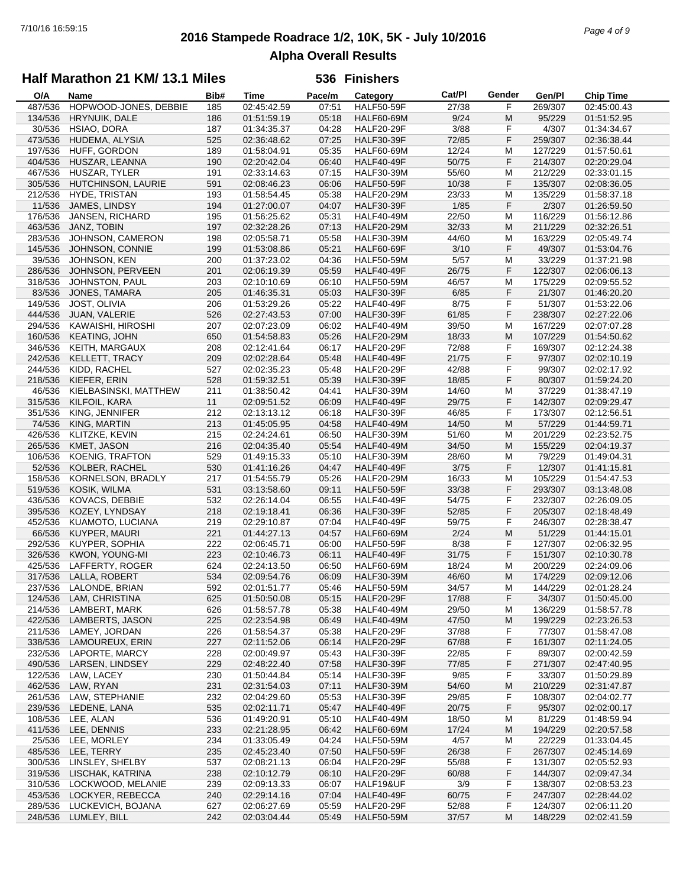# 2016 Stampede Roadrace 1/2, 10K, 5K - July 10/2016

## Alpha Overall Results

### Half Marathon 21 KM/ 13.1 Miles — 536 Finishers

| O/A | Name | Bib# | Time | Pace/m | Category | Cat/Pl | Gender | Gen/Pl | Chip Time |
|---|---|---|---|---|---|---|---|---|---|
| 487/536 | HOPWOOD-JONES, DEBBIE | 185 | 02:45:42.59 | 07:51 | HALF50-59F | 27/38 | F | 269/307 | 02:45:00.43 |
| 134/536 | HRYNUIK, DALE | 186 | 01:51:59.19 | 05:18 | HALF60-69M | 9/24 | M | 95/229 | 01:51:52.95 |
| 30/536 | HSIAO, DORA | 187 | 01:34:35.37 | 04:28 | HALF20-29F | 3/88 | F | 4/307 | 01:34:34.67 |
| 473/536 | HUDEMA, ALYSIA | 525 | 02:36:48.62 | 07:25 | HALF30-39F | 72/85 | F | 259/307 | 02:36:38.44 |
| 197/536 | HUFF, GORDON | 189 | 01:58:04.91 | 05:35 | HALF60-69M | 12/24 | M | 127/229 | 01:57:50.61 |
| 404/536 | HUSZAR, LEANNA | 190 | 02:20:42.04 | 06:40 | HALF40-49F | 50/75 | F | 214/307 | 02:20:29.04 |
| 467/536 | HUSZAR, TYLER | 191 | 02:33:14.63 | 07:15 | HALF30-39M | 55/60 | M | 212/229 | 02:33:01.15 |
| 305/536 | HUTCHINSON, LAURIE | 591 | 02:08:46.23 | 06:06 | HALF50-59F | 10/38 | F | 135/307 | 02:08:36.05 |
| 212/536 | HYDE, TRISTAN | 193 | 01:58:54.45 | 05:38 | HALF20-29M | 23/33 | M | 135/229 | 01:58:37.18 |
| 11/536 | JAMES, LINDSY | 194 | 01:27:00.07 | 04:07 | HALF30-39F | 1/85 | F | 2/307 | 01:26:59.50 |
| 176/536 | JANSEN, RICHARD | 195 | 01:56:25.62 | 05:31 | HALF40-49M | 22/50 | M | 116/229 | 01:56:12.86 |
| 463/536 | JANZ, TOBIN | 197 | 02:32:28.26 | 07:13 | HALF20-29M | 32/33 | M | 211/229 | 02:32:26.51 |
| 283/536 | JOHNSON, CAMERON | 198 | 02:05:58.71 | 05:58 | HALF30-39M | 44/60 | M | 163/229 | 02:05:49.74 |
| 145/536 | JOHNSON, CONNIE | 199 | 01:53:08.86 | 05:21 | HALF60-69F | 3/10 | F | 49/307 | 01:53:04.76 |
| 39/536 | JOHNSON, KEN | 200 | 01:37:23.02 | 04:36 | HALF50-59M | 5/57 | M | 33/229 | 01:37:21.98 |
| 286/536 | JOHNSON, PERVEEN | 201 | 02:06:19.39 | 05:59 | HALF40-49F | 26/75 | F | 122/307 | 02:06:06.13 |
| 318/536 | JOHNSTON, PAUL | 203 | 02:10:10.69 | 06:10 | HALF50-59M | 46/57 | M | 175/229 | 02:09:55.52 |
| 83/536 | JONES, TAMARA | 205 | 01:46:35.31 | 05:03 | HALF30-39F | 6/85 | F | 21/307 | 01:46:20.20 |
| 149/536 | JOST, OLIVIA | 206 | 01:53:29.26 | 05:22 | HALF40-49F | 8/75 | F | 51/307 | 01:53:22.06 |
| 444/536 | JUAN, VALERIE | 526 | 02:27:43.53 | 07:00 | HALF30-39F | 61/85 | F | 238/307 | 02:27:22.06 |
| 294/536 | KAWAISHI, HIROSHI | 207 | 02:07:23.09 | 06:02 | HALF40-49M | 39/50 | M | 167/229 | 02:07:07.28 |
| 160/536 | KEATING, JOHN | 650 | 01:54:58.83 | 05:26 | HALF20-29M | 18/33 | M | 107/229 | 01:54:50.62 |
| 346/536 | KEITH, MARGAUX | 208 | 02:12:41.64 | 06:17 | HALF20-29F | 72/88 | F | 169/307 | 02:12:24.38 |
| 242/536 | KELLETT, TRACY | 209 | 02:02:28.64 | 05:48 | HALF40-49F | 21/75 | F | 97/307 | 02:02:10.19 |
| 244/536 | KIDD, RACHEL | 527 | 02:02:35.23 | 05:48 | HALF20-29F | 42/88 | F | 99/307 | 02:02:17.92 |
| 218/536 | KIEFER, ERIN | 528 | 01:59:32.51 | 05:39 | HALF30-39F | 18/85 | F | 80/307 | 01:59:24.20 |
| 46/536 | KIELBASINSKI, MATTHEW | 211 | 01:38:50.42 | 04:41 | HALF30-39M | 14/60 | M | 37/229 | 01:38:47.19 |
| 315/536 | KILFOIL, KARA | 11 | 02:09:51.52 | 06:09 | HALF40-49F | 29/75 | F | 142/307 | 02:09:29.47 |
| 351/536 | KING, JENNIFER | 212 | 02:13:13.12 | 06:18 | HALF30-39F | 46/85 | F | 173/307 | 02:12:56.51 |
| 74/536 | KING, MARTIN | 213 | 01:45:05.95 | 04:58 | HALF40-49M | 14/50 | M | 57/229 | 01:44:59.71 |
| 426/536 | KLITZKE, KEVIN | 215 | 02:24:24.61 | 06:50 | HALF30-39M | 51/60 | M | 201/229 | 02:23:52.75 |
| 265/536 | KMET, JASON | 216 | 02:04:35.40 | 05:54 | HALF40-49M | 34/50 | M | 155/229 | 02:04:19.37 |
| 106/536 | KOENIG, TRAFTON | 529 | 01:49:15.33 | 05:10 | HALF30-39M | 28/60 | M | 79/229 | 01:49:04.31 |
| 52/536 | KOLBER, RACHEL | 530 | 01:41:16.26 | 04:47 | HALF40-49F | 3/75 | F | 12/307 | 01:41:15.81 |
| 158/536 | KORNELSON, BRADLY | 217 | 01:54:55.79 | 05:26 | HALF20-29M | 16/33 | M | 105/229 | 01:54:47.53 |
| 519/536 | KOSIK, WILMA | 531 | 03:13:58.60 | 09:11 | HALF50-59F | 33/38 | F | 293/307 | 03:13:48.08 |
| 436/536 | KOVACS, DEBBIE | 532 | 02:26:14.04 | 06:55 | HALF40-49F | 54/75 | F | 232/307 | 02:26:09.05 |
| 395/536 | KOZEY, LYNDSAY | 218 | 02:19:18.41 | 06:36 | HALF30-39F | 52/85 | F | 205/307 | 02:18:48.49 |
| 452/536 | KUAMOTO, LUCIANA | 219 | 02:29:10.87 | 07:04 | HALF40-49F | 59/75 | F | 246/307 | 02:28:38.47 |
| 66/536 | KUYPER, MAURI | 221 | 01:44:27.13 | 04:57 | HALF60-69M | 2/24 | M | 51/229 | 01:44:15.01 |
| 292/536 | KUYPER, SOPHIA | 222 | 02:06:45.71 | 06:00 | HALF50-59F | 8/38 | F | 127/307 | 02:06:32.95 |
| 326/536 | KWON, YOUNG-MI | 223 | 02:10:46.73 | 06:11 | HALF40-49F | 31/75 | F | 151/307 | 02:10:30.78 |
| 425/536 | LAFFERTY, ROGER | 624 | 02:24:13.50 | 06:50 | HALF60-69M | 18/24 | M | 200/229 | 02:24:09.06 |
| 317/536 | LALLA, ROBERT | 534 | 02:09:54.76 | 06:09 | HALF30-39M | 46/60 | M | 174/229 | 02:09:12.06 |
| 237/536 | LALONDE, BRIAN | 592 | 02:01:51.77 | 05:46 | HALF50-59M | 34/57 | M | 144/229 | 02:01:28.24 |
| 124/536 | LAM, CHRISTINA | 625 | 01:50:50.08 | 05:15 | HALF20-29F | 17/88 | F | 34/307 | 01:50:45.00 |
| 214/536 | LAMBERT, MARK | 626 | 01:58:57.78 | 05:38 | HALF40-49M | 29/50 | M | 136/229 | 01:58:57.78 |
| 422/536 | LAMBERTS, JASON | 225 | 02:23:54.98 | 06:49 | HALF40-49M | 47/50 | M | 199/229 | 02:23:26.53 |
| 211/536 | LAMEY, JORDAN | 226 | 01:58:54.37 | 05:38 | HALF20-29F | 37/88 | F | 77/307 | 01:58:47.08 |
| 338/536 | LAMOUREUX, ERIN | 227 | 02:11:52.06 | 06:14 | HALF20-29F | 67/88 | F | 161/307 | 02:11:24.05 |
| 232/536 | LAPORTE, MARCY | 228 | 02:00:49.97 | 05:43 | HALF30-39F | 22/85 | F | 89/307 | 02:00:42.59 |
| 490/536 | LARSEN, LINDSEY | 229 | 02:48:22.40 | 07:58 | HALF30-39F | 77/85 | F | 271/307 | 02:47:40.95 |
| 122/536 | LAW, LACEY | 230 | 01:50:44.84 | 05:14 | HALF30-39F | 9/85 | F | 33/307 | 01:50:29.89 |
| 462/536 | LAW, RYAN | 231 | 02:31:54.03 | 07:11 | HALF30-39M | 54/60 | M | 210/229 | 02:31:47.87 |
| 261/536 | LAW, STEPHANIE | 232 | 02:04:29.60 | 05:53 | HALF30-39F | 29/85 | F | 108/307 | 02:04:02.77 |
| 239/536 | LEDENE, LANA | 535 | 02:02:11.71 | 05:47 | HALF40-49F | 20/75 | F | 95/307 | 02:02:00.17 |
| 108/536 | LEE, ALAN | 536 | 01:49:20.91 | 05:10 | HALF40-49M | 18/50 | M | 81/229 | 01:48:59.94 |
| 411/536 | LEE, DENNIS | 233 | 02:21:28.95 | 06:42 | HALF60-69M | 17/24 | M | 194/229 | 02:20:57.58 |
| 25/536 | LEE, MORLEY | 234 | 01:33:05.49 | 04:24 | HALF50-59M | 4/57 | M | 22/229 | 01:33:04.45 |
| 485/536 | LEE, TERRY | 235 | 02:45:23.40 | 07:50 | HALF50-59F | 26/38 | F | 267/307 | 02:45:14.69 |
| 300/536 | LINSLEY, SHELBY | 537 | 02:08:21.13 | 06:04 | HALF20-29F | 55/88 | F | 131/307 | 02:05:52.93 |
| 319/536 | LISCHAK, KATRINA | 238 | 02:10:12.79 | 06:10 | HALF20-29F | 60/88 | F | 144/307 | 02:09:47.34 |
| 310/536 | LOCKWOOD, MELANIE | 239 | 02:09:13.33 | 06:07 | HALF19&UF | 3/9 | F | 138/307 | 02:08:53.23 |
| 453/536 | LOCKYER, REBECCA | 240 | 02:29:14.16 | 07:04 | HALF40-49F | 60/75 | F | 247/307 | 02:28:44.02 |
| 289/536 | LUCKEVICH, BOJANA | 627 | 02:06:27.69 | 05:59 | HALF20-29F | 52/88 | F | 124/307 | 02:06:11.20 |
| 248/536 | LUMLEY, BILL | 242 | 02:03:04.44 | 05:49 | HALF50-59M | 37/57 | M | 148/229 | 02:02:41.59 |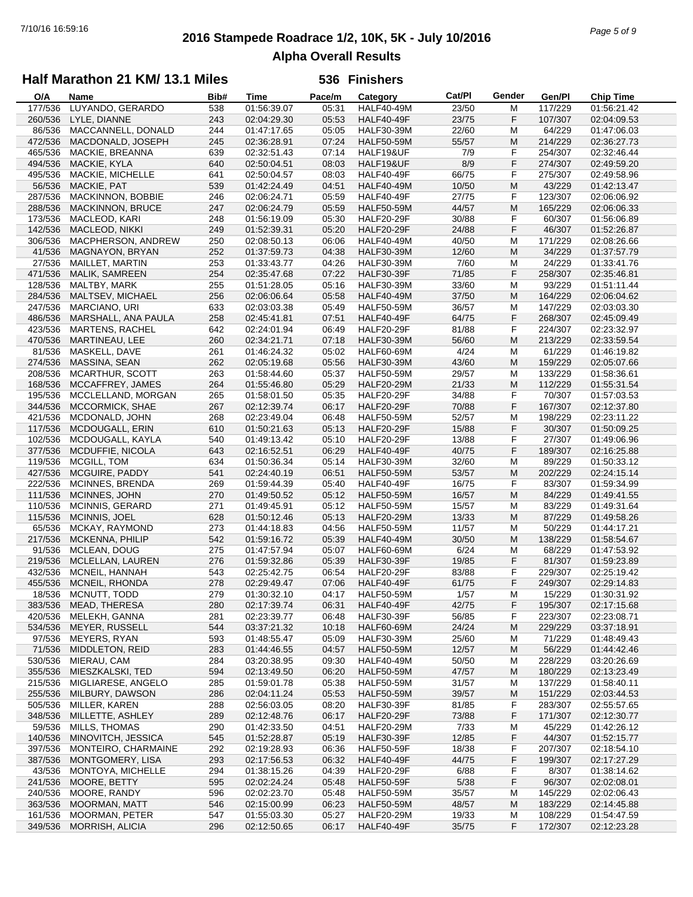# 2016 Stampede Roadrace 1/2, 10K, 5K - July 10/2016

## Alpha Overall Results

### Half Marathon 21 KM/ 13.1 Miles — 536 Finishers

| O/A | Name | Bib# | Time | Pace/m | Category | Cat/Pl | Gender | Gen/Pl | Chip Time |
|---|---|---|---|---|---|---|---|---|---|
| 177/536 | LUYANDO, GERARDO | 538 | 01:56:39.07 | 05:31 | HALF40-49M | 23/50 | M | 117/229 | 01:56:21.42 |
| 260/536 | LYLE, DIANNE | 243 | 02:04:29.30 | 05:53 | HALF40-49F | 23/75 | F | 107/307 | 02:04:09.53 |
| 86/536 | MACCANNELL, DONALD | 244 | 01:47:17.65 | 05:05 | HALF30-39M | 22/60 | M | 64/229 | 01:47:06.03 |
| 472/536 | MACDONALD, JOSEPH | 245 | 02:36:28.91 | 07:24 | HALF50-59M | 55/57 | M | 214/229 | 02:36:27.73 |
| 465/536 | MACKIE, BREANNA | 639 | 02:32:51.43 | 07:14 | HALF19&UF | 7/9 | F | 254/307 | 02:32:46.44 |
| 494/536 | MACKIE, KYLA | 640 | 02:50:04.51 | 08:03 | HALF19&UF | 8/9 | F | 274/307 | 02:49:59.20 |
| 495/536 | MACKIE, MICHELLE | 641 | 02:50:04.57 | 08:03 | HALF40-49F | 66/75 | F | 275/307 | 02:49:58.96 |
| 56/536 | MACKIE, PAT | 539 | 01:42:24.49 | 04:51 | HALF40-49M | 10/50 | M | 43/229 | 01:42:13.47 |
| 287/536 | MACKINNON, BOBBIE | 246 | 02:06:24.71 | 05:59 | HALF40-49F | 27/75 | F | 123/307 | 02:06:06.92 |
| 288/536 | MACKINNON, BRUCE | 247 | 02:06:24.79 | 05:59 | HALF50-59M | 44/57 | M | 165/229 | 02:06:06.33 |
| 173/536 | MACLEOD, KARI | 248 | 01:56:19.09 | 05:30 | HALF20-29F | 30/88 | F | 60/307 | 01:56:06.89 |
| 142/536 | MACLEOD, NIKKI | 249 | 01:52:39.31 | 05:20 | HALF20-29F | 24/88 | F | 46/307 | 01:52:26.87 |
| 306/536 | MACPHERSON, ANDREW | 250 | 02:08:50.13 | 06:06 | HALF40-49M | 40/50 | M | 171/229 | 02:08:26.66 |
| 41/536 | MAGNAYON, BRYAN | 252 | 01:37:59.73 | 04:38 | HALF30-39M | 12/60 | M | 34/229 | 01:37:57.79 |
| 27/536 | MAILLET, MARTIN | 253 | 01:33:43.77 | 04:26 | HALF30-39M | 7/60 | M | 24/229 | 01:33:41.76 |
| 471/536 | MALIK, SAMREEN | 254 | 02:35:47.68 | 07:22 | HALF30-39F | 71/85 | F | 258/307 | 02:35:46.81 |
| 128/536 | MALTBY, MARK | 255 | 01:51:28.05 | 05:16 | HALF30-39M | 33/60 | M | 93/229 | 01:51:11.44 |
| 284/536 | MALTSEV, MICHAEL | 256 | 02:06:06.64 | 05:58 | HALF40-49M | 37/50 | M | 164/229 | 02:06:04.62 |
| 247/536 | MARCIANO, URI | 633 | 02:03:03.38 | 05:49 | HALF50-59M | 36/57 | M | 147/229 | 02:03:03.30 |
| 486/536 | MARSHALL, ANA PAULA | 258 | 02:45:41.81 | 07:51 | HALF40-49F | 64/75 | F | 268/307 | 02:45:09.49 |
| 423/536 | MARTENS, RACHEL | 642 | 02:24:01.94 | 06:49 | HALF20-29F | 81/88 | F | 224/307 | 02:23:32.97 |
| 470/536 | MARTINEAU, LEE | 260 | 02:34:21.71 | 07:18 | HALF30-39M | 56/60 | M | 213/229 | 02:33:59.54 |
| 81/536 | MASKELL, DAVE | 261 | 01:46:24.32 | 05:02 | HALF60-69M | 4/24 | M | 61/229 | 01:46:19.82 |
| 274/536 | MASSINA, SEAN | 262 | 02:05:19.68 | 05:56 | HALF30-39M | 43/60 | M | 159/229 | 02:05:07.66 |
| 208/536 | MCARTHUR, SCOTT | 263 | 01:58:44.60 | 05:37 | HALF50-59M | 29/57 | M | 133/229 | 01:58:36.61 |
| 168/536 | MCCAFFREY, JAMES | 264 | 01:55:46.80 | 05:29 | HALF20-29M | 21/33 | M | 112/229 | 01:55:31.54 |
| 195/536 | MCCLELLAND, MORGAN | 265 | 01:58:01.50 | 05:35 | HALF20-29F | 34/88 | F | 70/307 | 01:57:03.53 |
| 344/536 | MCCORMICK, SHAE | 267 | 02:12:39.74 | 06:17 | HALF20-29F | 70/88 | F | 167/307 | 02:12:37.80 |
| 421/536 | MCDONALD, JOHN | 268 | 02:23:49.04 | 06:48 | HALF50-59M | 52/57 | M | 198/229 | 02:23:11.22 |
| 117/536 | MCDOUGALL, ERIN | 610 | 01:50:21.63 | 05:13 | HALF20-29F | 15/88 | F | 30/307 | 01:50:09.25 |
| 102/536 | MCDOUGALL, KAYLA | 540 | 01:49:13.42 | 05:10 | HALF20-29F | 13/88 | F | 27/307 | 01:49:06.96 |
| 377/536 | MCDUFFIE, NICOLA | 643 | 02:16:52.51 | 06:29 | HALF40-49F | 40/75 | F | 189/307 | 02:16:25.88 |
| 119/536 | MCGILL, TOM | 634 | 01:50:36.34 | 05:14 | HALF30-39M | 32/60 | M | 89/229 | 01:50:33.12 |
| 427/536 | MCGUIRE, PADDY | 541 | 02:24:40.19 | 06:51 | HALF50-59M | 53/57 | M | 202/229 | 02:24:15.14 |
| 222/536 | MCINNES, BRENDA | 269 | 01:59:44.39 | 05:40 | HALF40-49F | 16/75 | F | 83/307 | 01:59:34.99 |
| 111/536 | MCINNES, JOHN | 270 | 01:49:50.52 | 05:12 | HALF50-59M | 16/57 | M | 84/229 | 01:49:41.55 |
| 110/536 | MCINNIS, GERARD | 271 | 01:49:45.91 | 05:12 | HALF50-59M | 15/57 | M | 83/229 | 01:49:31.64 |
| 115/536 | MCINNIS, JOEL | 628 | 01:50:12.46 | 05:13 | HALF20-29M | 13/33 | M | 87/229 | 01:49:58.26 |
| 65/536 | MCKAY, RAYMOND | 273 | 01:44:18.83 | 04:56 | HALF50-59M | 11/57 | M | 50/229 | 01:44:17.21 |
| 217/536 | MCKENNA, PHILIP | 542 | 01:59:16.72 | 05:39 | HALF40-49M | 30/50 | M | 138/229 | 01:58:54.67 |
| 91/536 | MCLEAN, DOUG | 275 | 01:47:57.94 | 05:07 | HALF60-69M | 6/24 | M | 68/229 | 01:47:53.92 |
| 219/536 | MCLELLAN, LAUREN | 276 | 01:59:32.86 | 05:39 | HALF30-39F | 19/85 | F | 81/307 | 01:59:23.89 |
| 432/536 | MCNEIL, HANNAH | 543 | 02:25:42.75 | 06:54 | HALF20-29F | 83/88 | F | 229/307 | 02:25:19.42 |
| 455/536 | MCNEIL, RHONDA | 278 | 02:29:49.47 | 07:06 | HALF40-49F | 61/75 | F | 249/307 | 02:29:14.83 |
| 18/536 | MCNUTT, TODD | 279 | 01:30:32.10 | 04:17 | HALF50-59M | 1/57 | M | 15/229 | 01:30:31.92 |
| 383/536 | MEAD, THERESA | 280 | 02:17:39.74 | 06:31 | HALF40-49F | 42/75 | F | 195/307 | 02:17:15.68 |
| 420/536 | MELEKH, GANNA | 281 | 02:23:39.77 | 06:48 | HALF30-39F | 56/85 | F | 223/307 | 02:23:08.71 |
| 534/536 | MEYER, RUSSELL | 544 | 03:37:21.32 | 10:18 | HALF60-69M | 24/24 | M | 229/229 | 03:37:18.91 |
| 97/536 | MEYERS, RYAN | 593 | 01:48:55.47 | 05:09 | HALF30-39M | 25/60 | M | 71/229 | 01:48:49.43 |
| 71/536 | MIDDLETON, REID | 283 | 01:44:46.55 | 04:57 | HALF50-59M | 12/57 | M | 56/229 | 01:44:42.46 |
| 530/536 | MIERAU, CAM | 284 | 03:20:38.95 | 09:30 | HALF40-49M | 50/50 | M | 228/229 | 03:20:26.69 |
| 355/536 | MIESZKALSKI, TED | 594 | 02:13:49.50 | 06:20 | HALF50-59M | 47/57 | M | 180/229 | 02:13:23.49 |
| 215/536 | MIGLIARESE, ANGELO | 285 | 01:59:01.78 | 05:38 | HALF50-59M | 31/57 | M | 137/229 | 01:58:40.11 |
| 255/536 | MILBURY, DAWSON | 286 | 02:04:11.24 | 05:53 | HALF50-59M | 39/57 | M | 151/229 | 02:03:44.53 |
| 505/536 | MILLER, KAREN | 288 | 02:56:03.05 | 08:20 | HALF30-39F | 81/85 | F | 283/307 | 02:55:57.65 |
| 348/536 | MILLETTE, ASHLEY | 289 | 02:12:48.76 | 06:17 | HALF20-29F | 73/88 | F | 171/307 | 02:12:30.77 |
| 59/536 | MILLS, THOMAS | 290 | 01:42:33.50 | 04:51 | HALF20-29M | 7/33 | M | 45/229 | 01:42:26.12 |
| 140/536 | MINOVITCH, JESSICA | 545 | 01:52:28.87 | 05:19 | HALF30-39F | 12/85 | F | 44/307 | 01:52:15.77 |
| 397/536 | MONTEIRO, CHARMAINE | 292 | 02:19:28.93 | 06:36 | HALF50-59F | 18/38 | F | 207/307 | 02:18:54.10 |
| 387/536 | MONTGOMERY, LISA | 293 | 02:17:56.53 | 06:32 | HALF40-49F | 44/75 | F | 199/307 | 02:17:27.29 |
| 43/536 | MONTOYA, MICHELLE | 294 | 01:38:15.26 | 04:39 | HALF20-29F | 6/88 | F | 8/307 | 01:38:14.62 |
| 241/536 | MOORE, BETTY | 595 | 02:02:24.24 | 05:48 | HALF50-59F | 5/38 | F | 96/307 | 02:02:08.01 |
| 240/536 | MOORE, RANDY | 596 | 02:02:23.70 | 05:48 | HALF50-59M | 35/57 | M | 145/229 | 02:02:06.43 |
| 363/536 | MOORMAN, MATT | 546 | 02:15:00.99 | 06:23 | HALF50-59M | 48/57 | M | 183/229 | 02:14:45.88 |
| 161/536 | MOORMAN, PETER | 547 | 01:55:03.30 | 05:27 | HALF20-29M | 19/33 | M | 108/229 | 01:54:47.59 |
| 349/536 | MORRISH, ALICIA | 296 | 02:12:50.65 | 06:17 | HALF40-49F | 35/75 | F | 172/307 | 02:12:23.28 |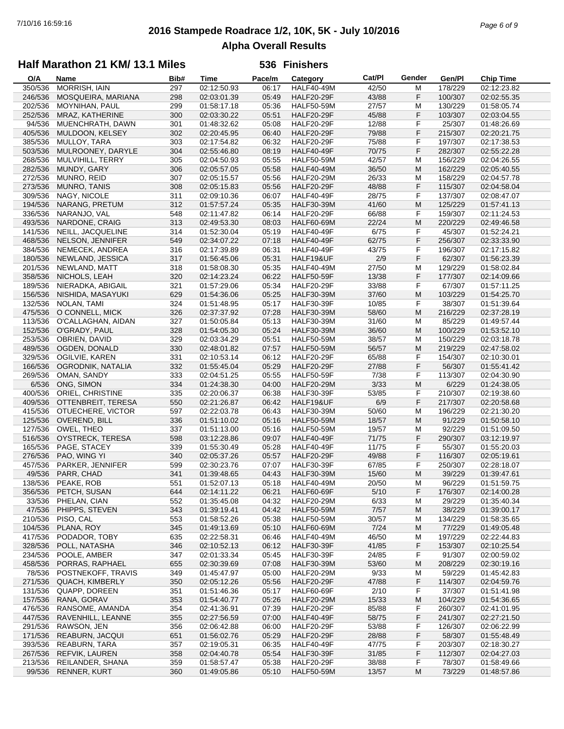# 2016 Stampede Roadrace 1/2, 10K, 5K - July 10/2016

## Alpha Overall Results

### Half Marathon 21 KM/ 13.1 Miles — 536 Finishers

| O/A | Name | Bib# | Time | Pace/m | Category | Cat/Pl | Gender | Gen/Pl | Chip Time |
|---|---|---|---|---|---|---|---|---|---|
| 350/536 | MORRISH, IAIN | 297 | 02:12:50.93 | 06:17 | HALF40-49M | 42/50 | M | 178/229 | 02:12:23.82 |
| 246/536 | MOSQUEIRA, MARIANA | 298 | 02:03:01.39 | 05:49 | HALF20-29F | 43/88 | F | 100/307 | 02:02:55.35 |
| 202/536 | MOYNIHAN, PAUL | 299 | 01:58:17.18 | 05:36 | HALF50-59M | 27/57 | M | 130/229 | 01:58:05.74 |
| 252/536 | MRAZ, KATHERINE | 300 | 02:03:30.22 | 05:51 | HALF20-29F | 45/88 | F | 103/307 | 02:03:04.55 |
| 94/536 | MUENCHRATH, DAWN | 301 | 01:48:32.62 | 05:08 | HALF20-29F | 12/88 | F | 25/307 | 01:48:26.69 |
| 405/536 | MULDOON, KELSEY | 302 | 02:20:45.95 | 06:40 | HALF20-29F | 79/88 | F | 215/307 | 02:20:21.75 |
| 385/536 | MULLOY, TARA | 303 | 02:17:54.82 | 06:32 | HALF20-29F | 75/88 | F | 197/307 | 02:17:38.53 |
| 503/536 | MULROONEY, DARYLE | 304 | 02:55:46.80 | 08:19 | HALF40-49F | 70/75 | F | 282/307 | 02:55:22.28 |
| 268/536 | MULVIHILL, TERRY | 305 | 02:04:50.93 | 05:55 | HALF50-59M | 42/57 | M | 156/229 | 02:04:26.55 |
| 282/536 | MUNDY, GARY | 306 | 02:05:57.05 | 05:58 | HALF40-49M | 36/50 | M | 162/229 | 02:05:40.55 |
| 272/536 | MUNRO, REID | 307 | 02:05:15.57 | 05:56 | HALF20-29M | 26/33 | M | 158/229 | 02:04:57.78 |
| 273/536 | MUNRO, TANIS | 308 | 02:05:15.83 | 05:56 | HALF20-29F | 48/88 | F | 115/307 | 02:04:58.04 |
| 309/536 | NAGY, NICOLE | 311 | 02:09:10.36 | 06:07 | HALF40-49F | 28/75 | F | 137/307 | 02:08:47.07 |
| 194/536 | NARANG, PRETUM | 312 | 01:57:57.24 | 05:35 | HALF30-39M | 41/60 | M | 125/229 | 01:57:41.13 |
| 336/536 | NARANJO, VAL | 548 | 02:11:47.82 | 06:14 | HALF20-29F | 66/88 | F | 159/307 | 02:11:24.53 |
| 493/536 | NARDONE, CRAIG | 313 | 02:49:53.30 | 08:03 | HALF60-69M | 22/24 | M | 220/229 | 02:49:46.58 |
| 141/536 | NEILL, JACQUELINE | 314 | 01:52:30.04 | 05:19 | HALF40-49F | 6/75 | F | 45/307 | 01:52:24.21 |
| 468/536 | NELSON, JENNIFER | 549 | 02:34:07.22 | 07:18 | HALF40-49F | 62/75 | F | 256/307 | 02:33:33.90 |
| 384/536 | NEMECEK, ANDREA | 316 | 02:17:39.89 | 06:31 | HALF40-49F | 43/75 | F | 196/307 | 02:17:15.82 |
| 180/536 | NEWLAND, JESSICA | 317 | 01:56:45.06 | 05:31 | HALF19&UF | 2/9 | F | 62/307 | 01:56:23.39 |
| 201/536 | NEWLAND, MATT | 318 | 01:58:08.30 | 05:35 | HALF40-49M | 27/50 | M | 129/229 | 01:58:02.84 |
| 358/536 | NICHOLS, LEAH | 320 | 02:14:23.24 | 06:22 | HALF50-59F | 13/38 | F | 177/307 | 02:14:09.66 |
| 189/536 | NIERADKA, ABIGAIL | 321 | 01:57:29.06 | 05:34 | HALF20-29F | 33/88 | F | 67/307 | 01:57:11.25 |
| 156/536 | NISHIDA, MASAYUKI | 629 | 01:54:36.06 | 05:25 | HALF30-39M | 37/60 | M | 103/229 | 01:54:25.70 |
| 132/536 | NOLAN, TAMI | 324 | 01:51:48.95 | 05:17 | HALF30-39F | 10/85 | F | 38/307 | 01:51:39.64 |
| 475/536 | O CONNELL, MICK | 326 | 02:37:37.92 | 07:28 | HALF30-39M | 58/60 | M | 216/229 | 02:37:28.19 |
| 113/536 | O'CALLAGHAN, AIDAN | 327 | 01:50:05.84 | 05:13 | HALF30-39M | 31/60 | M | 85/229 | 01:49:57.44 |
| 152/536 | O'GRADY, PAUL | 328 | 01:54:05.30 | 05:24 | HALF30-39M | 36/60 | M | 100/229 | 01:53:52.10 |
| 253/536 | OBRIEN, DAVID | 329 | 02:03:34.29 | 05:51 | HALF50-59M | 38/57 | M | 150/229 | 02:03:18.78 |
| 489/536 | OGDEN, DONALD | 330 | 02:48:01.82 | 07:57 | HALF50-59M | 56/57 | M | 219/229 | 02:47:58.02 |
| 329/536 | OGILVIE, KAREN | 331 | 02:10:53.14 | 06:12 | HALF20-29F | 65/88 | F | 154/307 | 02:10:30.01 |
| 166/536 | OGRODNIK, NATALIA | 332 | 01:55:45.04 | 05:29 | HALF20-29F | 27/88 | F | 56/307 | 01:55:41.42 |
| 269/536 | OMAN, SANDY | 333 | 02:04:51.25 | 05:55 | HALF50-59F | 7/38 | F | 113/307 | 02:04:30.90 |
| 6/536 | ONG, SIMON | 334 | 01:24:38.30 | 04:00 | HALF20-29M | 3/33 | M | 6/229 | 01:24:38.05 |
| 400/536 | ORIEL, CHRISTINE | 335 | 02:20:06.37 | 06:38 | HALF30-39F | 53/85 | F | 210/307 | 02:19:38.60 |
| 409/536 | OTTENBREIT, TERESA | 550 | 02:21:26.87 | 06:42 | HALF19&UF | 6/9 | F | 217/307 | 02:20:58.68 |
| 415/536 | OTUECHERE, VICTOR | 597 | 02:22:03.78 | 06:43 | HALF30-39M | 50/60 | M | 196/229 | 02:21:30.20 |
| 125/536 | OVEREND, BILL | 336 | 01:51:10.02 | 05:16 | HALF50-59M | 18/57 | M | 91/229 | 01:50:58.10 |
| 127/536 | OWEL, THEO | 337 | 01:51:13.00 | 05:16 | HALF50-59M | 19/57 | M | 92/229 | 01:51:09.50 |
| 516/536 | OYSTRECK, TERESA | 598 | 03:12:28.86 | 09:07 | HALF40-49F | 71/75 | F | 290/307 | 03:12:19.97 |
| 165/536 | PAGE, STACEY | 339 | 01:55:30.49 | 05:28 | HALF40-49F | 11/75 | F | 55/307 | 01:55:20.03 |
| 276/536 | PAO, WING YI | 340 | 02:05:37.26 | 05:57 | HALF20-29F | 49/88 | F | 116/307 | 02:05:19.61 |
| 457/536 | PARKER, JENNIFER | 599 | 02:30:23.76 | 07:07 | HALF30-39F | 67/85 | F | 250/307 | 02:28:18.07 |
| 49/536 | PARR, CHAD | 341 | 01:39:48.65 | 04:43 | HALF30-39M | 15/60 | M | 39/229 | 01:39:47.61 |
| 138/536 | PEAKE, ROB | 551 | 01:52:07.13 | 05:18 | HALF40-49M | 20/50 | M | 96/229 | 01:51:59.75 |
| 356/536 | PETCH, SUSAN | 644 | 02:14:11.22 | 06:21 | HALF60-69F | 5/10 | F | 176/307 | 02:14:00.28 |
| 33/536 | PHELAN, CIAN | 552 | 01:35:45.08 | 04:32 | HALF20-29M | 6/33 | M | 29/229 | 01:35:40.34 |
| 47/536 | PHIPPS, STEVEN | 343 | 01:39:19.41 | 04:42 | HALF50-59M | 7/57 | M | 38/229 | 01:39:00.17 |
| 210/536 | PISO, CAL | 553 | 01:58:52.26 | 05:38 | HALF50-59M | 30/57 | M | 134/229 | 01:58:35.65 |
| 104/536 | PLANA, ROY | 345 | 01:49:13.69 | 05:10 | HALF60-69M | 7/24 | M | 77/229 | 01:49:05.48 |
| 417/536 | PODADOR, TOBY | 635 | 02:22:58.31 | 06:46 | HALF40-49M | 46/50 | M | 197/229 | 02:22:44.83 |
| 328/536 | POLL, NATASHA | 346 | 02:10:52.13 | 06:12 | HALF30-39F | 41/85 | F | 153/307 | 02:10:25.54 |
| 234/536 | POOLE, AMBER | 347 | 02:01:33.34 | 05:45 | HALF30-39F | 24/85 | F | 91/307 | 02:00:59.02 |
| 458/536 | PORRAS, RAPHAEL | 655 | 02:30:39.69 | 07:08 | HALF30-39M | 53/60 | M | 208/229 | 02:30:19.16 |
| 78/536 | POSTNEKOFF, TRAVIS | 349 | 01:45:47.97 | 05:00 | HALF20-29M | 9/33 | M | 59/229 | 01:45:42.83 |
| 271/536 | QUACH, KIMBERLY | 350 | 02:05:12.26 | 05:56 | HALF20-29F | 47/88 | F | 114/307 | 02:04:59.76 |
| 131/536 | QUAPP, DOREEN | 351 | 01:51:46.36 | 05:17 | HALF60-69F | 2/10 | F | 37/307 | 01:51:41.98 |
| 157/536 | RANA, GORAV | 353 | 01:54:40.77 | 05:26 | HALF20-29M | 15/33 | M | 104/229 | 01:54:36.65 |
| 476/536 | RANSOME, AMANDA | 354 | 02:41:36.91 | 07:39 | HALF20-29F | 85/88 | F | 260/307 | 02:41:01.95 |
| 447/536 | RAVENHILL, LEANNE | 355 | 02:27:56.59 | 07:00 | HALF40-49F | 58/75 | F | 241/307 | 02:27:21.50 |
| 291/536 | RAWSON, JEN | 356 | 02:06:42.88 | 06:00 | HALF20-29F | 53/88 | F | 126/307 | 02:06:22.99 |
| 171/536 | REABURN, JACQUI | 651 | 01:56:02.76 | 05:29 | HALF20-29F | 28/88 | F | 58/307 | 01:55:48.49 |
| 393/536 | REABURN, TARA | 357 | 02:19:05.31 | 06:35 | HALF40-49F | 47/75 | F | 203/307 | 02:18:30.27 |
| 267/536 | REFVIK, LAUREN | 358 | 02:04:40.78 | 05:54 | HALF30-39F | 31/85 | F | 112/307 | 02:04:27.03 |
| 213/536 | REILANDER, SHANA | 359 | 01:58:57.47 | 05:38 | HALF20-29F | 38/88 | F | 78/307 | 01:58:49.66 |
| 99/536 | RENNER, KURT | 360 | 01:49:05.86 | 05:10 | HALF50-59M | 13/57 | M | 73/229 | 01:48:57.86 |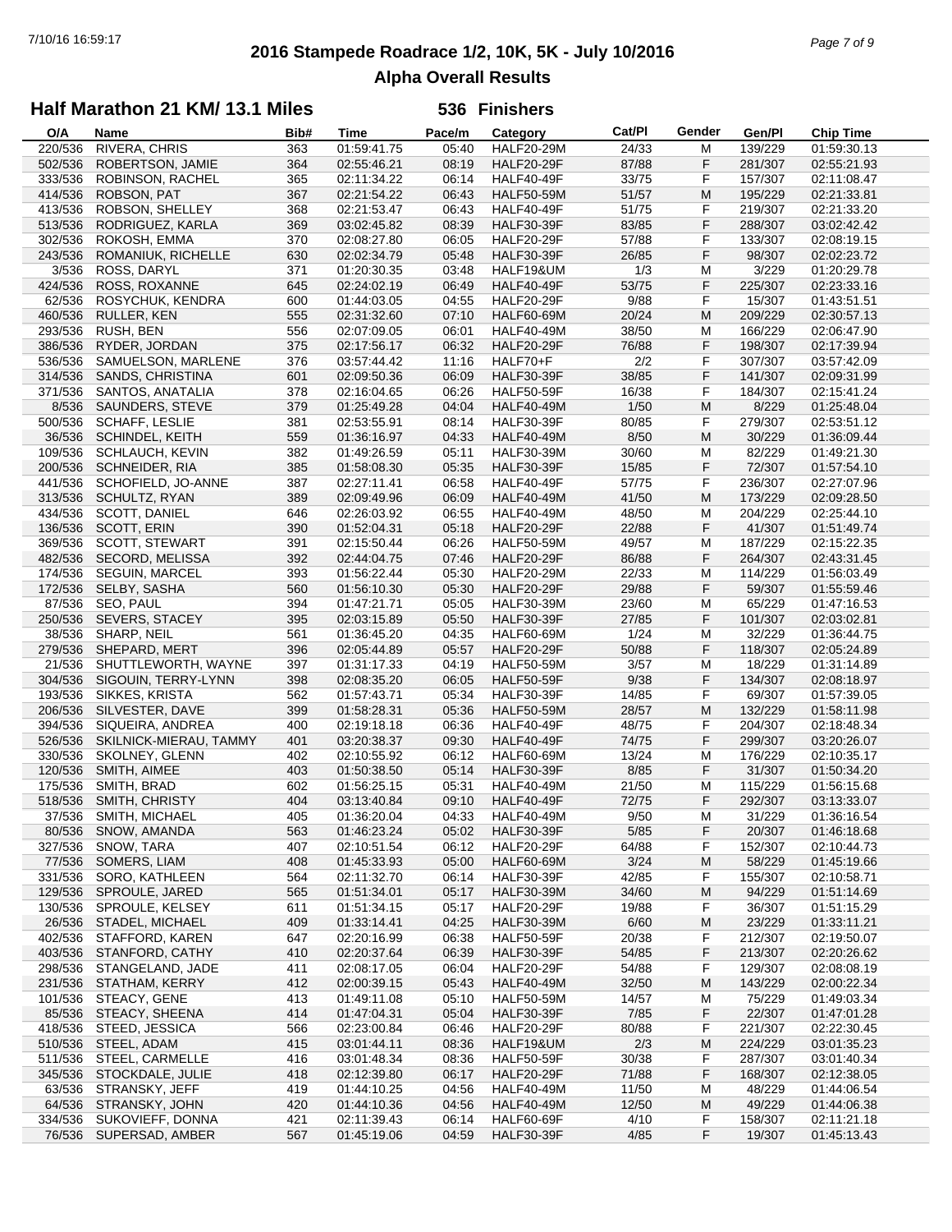# 2016 Stampede Roadrace 1/2, 10K, 5K - July 10/2016

## Alpha Overall Results

### Half Marathon 21 KM/ 13.1 Miles — 536 Finishers

| O/A | Name | Bib# | Time | Pace/m | Category | Cat/Pl | Gender | Gen/Pl | Chip Time |
|---|---|---|---|---|---|---|---|---|---|
| 220/536 | RIVERA, CHRIS | 363 | 01:59:41.75 | 05:40 | HALF20-29M | 24/33 | M | 139/229 | 01:59:30.13 |
| 502/536 | ROBERTSON, JAMIE | 364 | 02:55:46.21 | 08:19 | HALF20-29F | 87/88 | F | 281/307 | 02:55:21.93 |
| 333/536 | ROBINSON, RACHEL | 365 | 02:11:34.22 | 06:14 | HALF40-49F | 33/75 | F | 157/307 | 02:11:08.47 |
| 414/536 | ROBSON, PAT | 367 | 02:21:54.22 | 06:43 | HALF50-59M | 51/57 | M | 195/229 | 02:21:33.81 |
| 413/536 | ROBSON, SHELLEY | 368 | 02:21:53.47 | 06:43 | HALF40-49F | 51/75 | F | 219/307 | 02:21:33.20 |
| 513/536 | RODRIGUEZ, KARLA | 369 | 03:02:45.82 | 08:39 | HALF30-39F | 83/85 | F | 288/307 | 03:02:42.42 |
| 302/536 | ROKOSH, EMMA | 370 | 02:08:27.80 | 06:05 | HALF20-29F | 57/88 | F | 133/307 | 02:08:19.15 |
| 243/536 | ROMANIUK, RICHELLE | 630 | 02:02:34.79 | 05:48 | HALF30-39F | 26/85 | F | 98/307 | 02:02:23.72 |
| 3/536 | ROSS, DARYL | 371 | 01:20:30.35 | 03:48 | HALF19&UM | 1/3 | M | 3/229 | 01:20:29.78 |
| 424/536 | ROSS, ROXANNE | 645 | 02:24:02.19 | 06:49 | HALF40-49F | 53/75 | F | 225/307 | 02:23:33.16 |
| 62/536 | ROSYCHUK, KENDRA | 600 | 01:44:03.05 | 04:55 | HALF20-29F | 9/88 | F | 15/307 | 01:43:51.51 |
| 460/536 | RULLER, KEN | 555 | 02:31:32.60 | 07:10 | HALF60-69M | 20/24 | M | 209/229 | 02:30:57.13 |
| 293/536 | RUSH, BEN | 556 | 02:07:09.05 | 06:01 | HALF40-49M | 38/50 | M | 166/229 | 02:06:47.90 |
| 386/536 | RYDER, JORDAN | 375 | 02:17:56.17 | 06:32 | HALF20-29F | 76/88 | F | 198/307 | 02:17:39.94 |
| 536/536 | SAMUELSON, MARLENE | 376 | 03:57:44.42 | 11:16 | HALF70+F | 2/2 | F | 307/307 | 03:57:42.09 |
| 314/536 | SANDS, CHRISTINA | 601 | 02:09:50.36 | 06:09 | HALF30-39F | 38/85 | F | 141/307 | 02:09:31.99 |
| 371/536 | SANTOS, ANATALIA | 378 | 02:16:04.65 | 06:26 | HALF50-59F | 16/38 | F | 184/307 | 02:15:41.24 |
| 8/536 | SAUNDERS, STEVE | 379 | 01:25:49.28 | 04:04 | HALF40-49M | 1/50 | M | 8/229 | 01:25:48.04 |
| 500/536 | SCHAFF, LESLIE | 381 | 02:53:55.91 | 08:14 | HALF30-39F | 80/85 | F | 279/307 | 02:53:51.12 |
| 36/536 | SCHINDEL, KEITH | 559 | 01:36:16.97 | 04:33 | HALF40-49M | 8/50 | M | 30/229 | 01:36:09.44 |
| 109/536 | SCHLAUCH, KEVIN | 382 | 01:49:26.59 | 05:11 | HALF30-39M | 30/60 | M | 82/229 | 01:49:21.30 |
| 200/536 | SCHNEIDER, RIA | 385 | 01:58:08.30 | 05:35 | HALF30-39F | 15/85 | F | 72/307 | 01:57:54.10 |
| 441/536 | SCHOFIELD, JO-ANNE | 387 | 02:27:11.41 | 06:58 | HALF40-49F | 57/75 | F | 236/307 | 02:27:07.96 |
| 313/536 | SCHULTZ, RYAN | 389 | 02:09:49.96 | 06:09 | HALF40-49M | 41/50 | M | 173/229 | 02:09:28.50 |
| 434/536 | SCOTT, DANIEL | 646 | 02:26:03.92 | 06:55 | HALF40-49M | 48/50 | M | 204/229 | 02:25:44.10 |
| 136/536 | SCOTT, ERIN | 390 | 01:52:04.31 | 05:18 | HALF20-29F | 22/88 | F | 41/307 | 01:51:49.74 |
| 369/536 | SCOTT, STEWART | 391 | 02:15:50.44 | 06:26 | HALF50-59M | 49/57 | M | 187/229 | 02:15:22.35 |
| 482/536 | SECORD, MELISSA | 392 | 02:44:04.75 | 07:46 | HALF20-29F | 86/88 | F | 264/307 | 02:43:31.45 |
| 174/536 | SEGUIN, MARCEL | 393 | 01:56:22.44 | 05:30 | HALF20-29M | 22/33 | M | 114/229 | 01:56:03.49 |
| 172/536 | SELBY, SASHA | 560 | 01:56:10.30 | 05:30 | HALF20-29F | 29/88 | F | 59/307 | 01:55:59.46 |
| 87/536 | SEO, PAUL | 394 | 01:47:21.71 | 05:05 | HALF30-39M | 23/60 | M | 65/229 | 01:47:16.53 |
| 250/536 | SEVERS, STACEY | 395 | 02:03:15.89 | 05:50 | HALF30-39F | 27/85 | F | 101/307 | 02:03:02.81 |
| 38/536 | SHARP, NEIL | 561 | 01:36:45.20 | 04:35 | HALF60-69M | 1/24 | M | 32/229 | 01:36:44.75 |
| 279/536 | SHEPARD, MERT | 396 | 02:05:44.89 | 05:57 | HALF20-29F | 50/88 | F | 118/307 | 02:05:24.89 |
| 21/536 | SHUTTLEWORTH, WAYNE | 397 | 01:31:17.33 | 04:19 | HALF50-59M | 3/57 | M | 18/229 | 01:31:14.89 |
| 304/536 | SIGOUIN, TERRY-LYNN | 398 | 02:08:35.20 | 06:05 | HALF50-59F | 9/38 | F | 134/307 | 02:08:18.97 |
| 193/536 | SIKKES, KRISTA | 562 | 01:57:43.71 | 05:34 | HALF30-39F | 14/85 | F | 69/307 | 01:57:39.05 |
| 206/536 | SILVESTER, DAVE | 399 | 01:58:28.31 | 05:36 | HALF50-59M | 28/57 | M | 132/229 | 01:58:11.98 |
| 394/536 | SIQUEIRA, ANDREA | 400 | 02:19:18.18 | 06:36 | HALF40-49F | 48/75 | F | 204/307 | 02:18:48.34 |
| 526/536 | SKILNICK-MIERAU, TAMMY | 401 | 03:20:38.37 | 09:30 | HALF40-49F | 74/75 | F | 299/307 | 03:20:26.07 |
| 330/536 | SKOLNEY, GLENN | 402 | 02:10:55.92 | 06:12 | HALF60-69M | 13/24 | M | 176/229 | 02:10:35.17 |
| 120/536 | SMITH, AIMEE | 403 | 01:50:38.50 | 05:14 | HALF30-39F | 8/85 | F | 31/307 | 01:50:34.20 |
| 175/536 | SMITH, BRAD | 602 | 01:56:25.15 | 05:31 | HALF40-49M | 21/50 | M | 115/229 | 01:56:15.68 |
| 518/536 | SMITH, CHRISTY | 404 | 03:13:40.84 | 09:10 | HALF40-49F | 72/75 | F | 292/307 | 03:13:33.07 |
| 37/536 | SMITH, MICHAEL | 405 | 01:36:20.04 | 04:33 | HALF40-49M | 9/50 | M | 31/229 | 01:36:16.54 |
| 80/536 | SNOW, AMANDA | 563 | 01:46:23.24 | 05:02 | HALF30-39F | 5/85 | F | 20/307 | 01:46:18.68 |
| 327/536 | SNOW, TARA | 407 | 02:10:51.54 | 06:12 | HALF20-29F | 64/88 | F | 152/307 | 02:10:44.73 |
| 77/536 | SOMERS, LIAM | 408 | 01:45:33.93 | 05:00 | HALF60-69M | 3/24 | M | 58/229 | 01:45:19.66 |
| 331/536 | SORO, KATHLEEN | 564 | 02:11:32.70 | 06:14 | HALF30-39F | 42/85 | F | 155/307 | 02:10:58.71 |
| 129/536 | SPROULE, JARED | 565 | 01:51:34.01 | 05:17 | HALF30-39M | 34/60 | M | 94/229 | 01:51:14.69 |
| 130/536 | SPROULE, KELSEY | 611 | 01:51:34.15 | 05:17 | HALF20-29F | 19/88 | F | 36/307 | 01:51:15.29 |
| 26/536 | STADEL, MICHAEL | 409 | 01:33:14.41 | 04:25 | HALF30-39M | 6/60 | M | 23/229 | 01:33:11.21 |
| 402/536 | STAFFORD, KAREN | 647 | 02:20:16.99 | 06:38 | HALF50-59F | 20/38 | F | 212/307 | 02:19:50.07 |
| 403/536 | STANFORD, CATHY | 410 | 02:20:37.64 | 06:39 | HALF30-39F | 54/85 | F | 213/307 | 02:20:26.62 |
| 298/536 | STANGELAND, JADE | 411 | 02:08:17.05 | 06:04 | HALF20-29F | 54/88 | F | 129/307 | 02:08:08.19 |
| 231/536 | STATHAM, KERRY | 412 | 02:00:39.15 | 05:43 | HALF40-49M | 32/50 | M | 143/229 | 02:00:22.34 |
| 101/536 | STEACY, GENE | 413 | 01:49:11.08 | 05:10 | HALF50-59M | 14/57 | M | 75/229 | 01:49:03.34 |
| 85/536 | STEACY, SHEENA | 414 | 01:47:04.31 | 05:04 | HALF30-39F | 7/85 | F | 22/307 | 01:47:01.28 |
| 418/536 | STEED, JESSICA | 566 | 02:23:00.84 | 06:46 | HALF20-29F | 80/88 | F | 221/307 | 02:22:30.45 |
| 510/536 | STEEL, ADAM | 415 | 03:01:44.11 | 08:36 | HALF19&UM | 2/3 | M | 224/229 | 03:01:35.23 |
| 511/536 | STEEL, CARMELLE | 416 | 03:01:48.34 | 08:36 | HALF50-59F | 30/38 | F | 287/307 | 03:01:40.34 |
| 345/536 | STOCKDALE, JULIE | 418 | 02:12:39.80 | 06:17 | HALF20-29F | 71/88 | F | 168/307 | 02:12:38.05 |
| 63/536 | STRANSKY, JEFF | 419 | 01:44:10.25 | 04:56 | HALF40-49M | 11/50 | M | 48/229 | 01:44:06.54 |
| 64/536 | STRANSKY, JOHN | 420 | 01:44:10.36 | 04:56 | HALF40-49M | 12/50 | M | 49/229 | 01:44:06.38 |
| 334/536 | SUKOVIEFF, DONNA | 421 | 02:11:39.43 | 06:14 | HALF60-69F | 4/10 | F | 158/307 | 02:11:21.18 |
| 76/536 | SUPERSAD, AMBER | 567 | 01:45:19.06 | 04:59 | HALF30-39F | 4/85 | F | 19/307 | 01:45:13.43 |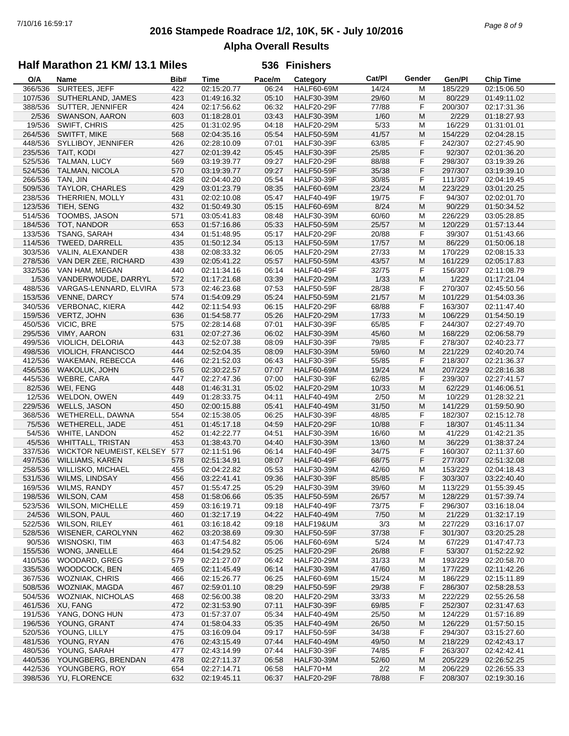# 2016 Stampede Roadrace 1/2, 10K, 5K - July 10/2016

## Alpha Overall Results

### Half Marathon 21 KM/ 13.1 Miles — 536 Finishers

| O/A | Name | Bib# | Time | Pace/m | Category | Cat/Pl | Gender | Gen/Pl | Chip Time |
|---|---|---|---|---|---|---|---|---|---|
| 366/536 | SURTEES, JEFF | 422 | 02:15:20.77 | 06:24 | HALF60-69M | 14/24 | M | 185/229 | 02:15:06.50 |
| 107/536 | SUTHERLAND, JAMES | 423 | 01:49:16.32 | 05:10 | HALF30-39M | 29/60 | M | 80/229 | 01:49:11.02 |
| 388/536 | SUTTER, JENNIFER | 424 | 02:17:56.62 | 06:32 | HALF20-29F | 77/88 | F | 200/307 | 02:17:31.36 |
| 2/536 | SWANSON, AARON | 603 | 01:18:28.01 | 03:43 | HALF30-39M | 1/60 | M | 2/229 | 01:18:27.93 |
| 19/536 | SWIFT, CHRIS | 425 | 01:31:02.95 | 04:18 | HALF20-29M | 5/33 | M | 16/229 | 01:31:01.01 |
| 264/536 | SWITFT, MIKE | 568 | 02:04:35.16 | 05:54 | HALF50-59M | 41/57 | M | 154/229 | 02:04:28.15 |
| 448/536 | SYLLIBOY, JENNIFER | 426 | 02:28:10.09 | 07:01 | HALF30-39F | 63/85 | F | 242/307 | 02:27:45.90 |
| 235/536 | TAIT, KODI | 427 | 02:01:39.42 | 05:45 | HALF30-39F | 25/85 | F | 92/307 | 02:01:36.20 |
| 525/536 | TALMAN, LUCY | 569 | 03:19:39.77 | 09:27 | HALF20-29F | 88/88 | F | 298/307 | 03:19:39.26 |
| 524/536 | TALMAN, NICOLA | 570 | 03:19:39.77 | 09:27 | HALF50-59F | 35/38 | F | 297/307 | 03:19:39.10 |
| 266/536 | TAN, JIN | 428 | 02:04:40.20 | 05:54 | HALF30-39F | 30/85 | F | 111/307 | 02:04:19.45 |
| 509/536 | TAYLOR, CHARLES | 429 | 03:01:23.79 | 08:35 | HALF60-69M | 23/24 | M | 223/229 | 03:01:20.25 |
| 238/536 | THERRIEN, MOLLY | 431 | 02:02:10.08 | 05:47 | HALF40-49F | 19/75 | F | 94/307 | 02:02:01.70 |
| 123/536 | TIEH, SENG | 432 | 01:50:49.30 | 05:15 | HALF60-69M | 8/24 | M | 90/229 | 01:50:34.52 |
| 514/536 | TOOMBS, JASON | 571 | 03:05:41.83 | 08:48 | HALF30-39M | 60/60 | M | 226/229 | 03:05:28.85 |
| 184/536 | TOT, NANDOR | 653 | 01:57:16.86 | 05:33 | HALF50-59M | 25/57 | M | 120/229 | 01:57:13.44 |
| 133/536 | TSANG, SARAH | 434 | 01:51:48.95 | 05:17 | HALF20-29F | 20/88 | F | 39/307 | 01:51:43.66 |
| 114/536 | TWEED, DARRELL | 435 | 01:50:12.34 | 05:13 | HALF50-59M | 17/57 | M | 86/229 | 01:50:06.18 |
| 303/536 | VALIN, ALEXANDER | 438 | 02:08:33.32 | 06:05 | HALF20-29M | 27/33 | M | 170/229 | 02:08:15.33 |
| 278/536 | VAN DER ZEE, RICHARD | 439 | 02:05:41.22 | 05:57 | HALF50-59M | 43/57 | M | 161/229 | 02:05:17.83 |
| 332/536 | VAN HAM, MEGAN | 440 | 02:11:34.16 | 06:14 | HALF40-49F | 32/75 | F | 156/307 | 02:11:08.79 |
| 1/536 | VANDERWOUDE, DARRYL | 572 | 01:17:21.68 | 03:39 | HALF20-29M | 1/33 | M | 1/229 | 01:17:21.04 |
| 488/536 | VARGAS-LENNARD, ELVIRA | 573 | 02:46:23.68 | 07:53 | HALF50-59F | 28/38 | F | 270/307 | 02:45:50.56 |
| 153/536 | VENNE, DARCY | 574 | 01:54:09.29 | 05:24 | HALF50-59M | 21/57 | M | 101/229 | 01:54:03.36 |
| 340/536 | VERBONAC, KIERA | 442 | 02:11:54.93 | 06:15 | HALF20-29F | 68/88 | F | 163/307 | 02:11:47.40 |
| 159/536 | VERTZ, JOHN | 636 | 01:54:58.77 | 05:26 | HALF20-29M | 17/33 | M | 106/229 | 01:54:50.19 |
| 450/536 | VICIC, BRE | 575 | 02:28:14.68 | 07:01 | HALF30-39F | 65/85 | F | 244/307 | 02:27:49.70 |
| 295/536 | VIMY, AARON | 631 | 02:07:27.36 | 06:02 | HALF30-39M | 45/60 | M | 168/229 | 02:06:58.79 |
| 499/536 | VIOLICH, DELORIA | 443 | 02:52:07.38 | 08:09 | HALF30-39F | 79/85 | F | 278/307 | 02:40:23.77 |
| 498/536 | VIOLICH, FRANCISCO | 444 | 02:52:04.35 | 08:09 | HALF30-39M | 59/60 | M | 221/229 | 02:40:20.74 |
| 412/536 | WAKEMAN, REBECCA | 446 | 02:21:52.03 | 06:43 | HALF30-39F | 55/85 | F | 218/307 | 02:21:36.37 |
| 456/536 | WAKOLUK, JOHN | 576 | 02:30:22.57 | 07:07 | HALF60-69M | 19/24 | M | 207/229 | 02:28:16.38 |
| 445/536 | WEBRE, CARA | 447 | 02:27:47.36 | 07:00 | HALF30-39F | 62/85 | F | 239/307 | 02:27:41.57 |
| 82/536 | WEI, FENG | 448 | 01:46:31.31 | 05:02 | HALF20-29M | 10/33 | M | 62/229 | 01:46:06.51 |
| 12/536 | WELDON, OWEN | 449 | 01:28:33.75 | 04:11 | HALF40-49M | 2/50 | M | 10/229 | 01:28:32.21 |
| 229/536 | WELLS, JASON | 450 | 02:00:15.88 | 05:41 | HALF40-49M | 31/50 | M | 141/229 | 01:59:50.90 |
| 368/536 | WETHERELL, DAWNA | 554 | 02:15:38.05 | 06:25 | HALF30-39F | 48/85 | F | 182/307 | 02:15:12.78 |
| 75/536 | WETHERELL, JADE | 451 | 01:45:17.18 | 04:59 | HALF20-29F | 10/88 | F | 18/307 | 01:45:11.34 |
| 54/536 | WHITE, LANDON | 452 | 01:42:22.77 | 04:51 | HALF30-39M | 16/60 | M | 41/229 | 01:42:21.35 |
| 45/536 | WHITTALL, TRISTAN | 453 | 01:38:43.70 | 04:40 | HALF30-39M | 13/60 | M | 36/229 | 01:38:37.24 |
| 337/536 | WICKTOR NEUMEIST, KELSEY | 577 | 02:11:51.96 | 06:14 | HALF40-49F | 34/75 | F | 160/307 | 02:11:37.60 |
| 497/536 | WILLIAMS, KAREN | 578 | 02:51:34.91 | 08:07 | HALF40-49F | 68/75 | F | 277/307 | 02:51:32.08 |
| 258/536 | WILLISKO, MICHAEL | 455 | 02:04:22.82 | 05:53 | HALF30-39M | 42/60 | M | 153/229 | 02:04:18.43 |
| 531/536 | WILMS, LINDSAY | 456 | 03:22:41.41 | 09:36 | HALF30-39F | 85/85 | F | 303/307 | 03:22:40.40 |
| 169/536 | WILMS, RANDY | 457 | 01:55:47.25 | 05:29 | HALF30-39M | 39/60 | M | 113/229 | 01:55:39.45 |
| 198/536 | WILSON, CAM | 458 | 01:58:06.66 | 05:35 | HALF50-59M | 26/57 | M | 128/229 | 01:57:39.74 |
| 523/536 | WILSON, MICHELLE | 459 | 03:16:19.71 | 09:18 | HALF40-49F | 73/75 | F | 296/307 | 03:16:18.04 |
| 24/536 | WILSON, PAUL | 460 | 01:32:17.19 | 04:22 | HALF40-49M | 7/50 | M | 21/229 | 01:32:17.19 |
| 522/536 | WILSON, RILEY | 461 | 03:16:18.42 | 09:18 | HALF19&UM | 3/3 | M | 227/229 | 03:16:17.07 |
| 528/536 | WISENER, CAROLYNN | 462 | 03:20:38.69 | 09:30 | HALF50-59F | 37/38 | F | 301/307 | 03:20:25.28 |
| 90/536 | WISNOSKI, TIM | 463 | 01:47:54.82 | 05:06 | HALF60-69M | 5/24 | M | 67/229 | 01:47:47.73 |
| 155/536 | WONG, JANELLE | 464 | 01:54:29.52 | 05:25 | HALF20-29F | 26/88 | F | 53/307 | 01:52:22.92 |
| 410/536 | WOODARD, GREG | 579 | 02:21:27.07 | 06:42 | HALF20-29M | 31/33 | M | 193/229 | 02:20:58.70 |
| 335/536 | WOODCOCK, BEN | 465 | 02:11:45.49 | 06:14 | HALF30-39M | 47/60 | M | 177/229 | 02:11:42.26 |
| 367/536 | WOZNIAK, CHRIS | 466 | 02:15:26.77 | 06:25 | HALF60-69M | 15/24 | M | 186/229 | 02:15:11.89 |
| 508/536 | WOZNIAK, MAGDA | 467 | 02:59:01.10 | 08:29 | HALF50-59F | 29/38 | F | 286/307 | 02:58:28.53 |
| 504/536 | WOZNIAK, NICHOLAS | 468 | 02:56:00.38 | 08:20 | HALF20-29M | 33/33 | M | 222/229 | 02:55:26.58 |
| 461/536 | XU, FANG | 472 | 02:31:53.90 | 07:11 | HALF30-39F | 69/85 | F | 252/307 | 02:31:47.63 |
| 191/536 | YANG, DONG HUN | 473 | 01:57:37.07 | 05:34 | HALF40-49M | 25/50 | M | 124/229 | 01:57:16.89 |
| 196/536 | YOUNG, GRANT | 474 | 01:58:04.33 | 05:35 | HALF40-49M | 26/50 | M | 126/229 | 01:57:50.15 |
| 520/536 | YOUNG, LILLY | 475 | 03:16:09.04 | 09:17 | HALF50-59F | 34/38 | F | 294/307 | 03:15:27.60 |
| 481/536 | YOUNG, RYAN | 476 | 02:43:15.49 | 07:44 | HALF40-49M | 49/50 | M | 218/229 | 02:42:43.17 |
| 480/536 | YOUNG, SARAH | 477 | 02:43:14.99 | 07:44 | HALF30-39F | 74/85 | F | 263/307 | 02:42:42.41 |
| 440/536 | YOUNGBERG, BRENDAN | 478 | 02:27:11.37 | 06:58 | HALF30-39M | 52/60 | M | 205/229 | 02:26:52.25 |
| 442/536 | YOUNGBERG, ROY | 654 | 02:27:14.71 | 06:58 | HALF70+M | 2/2 | M | 206/229 | 02:26:55.33 |
| 398/536 | YU, FLORENCE | 632 | 02:19:45.11 | 06:37 | HALF20-29F | 78/88 | F | 208/307 | 02:19:30.16 |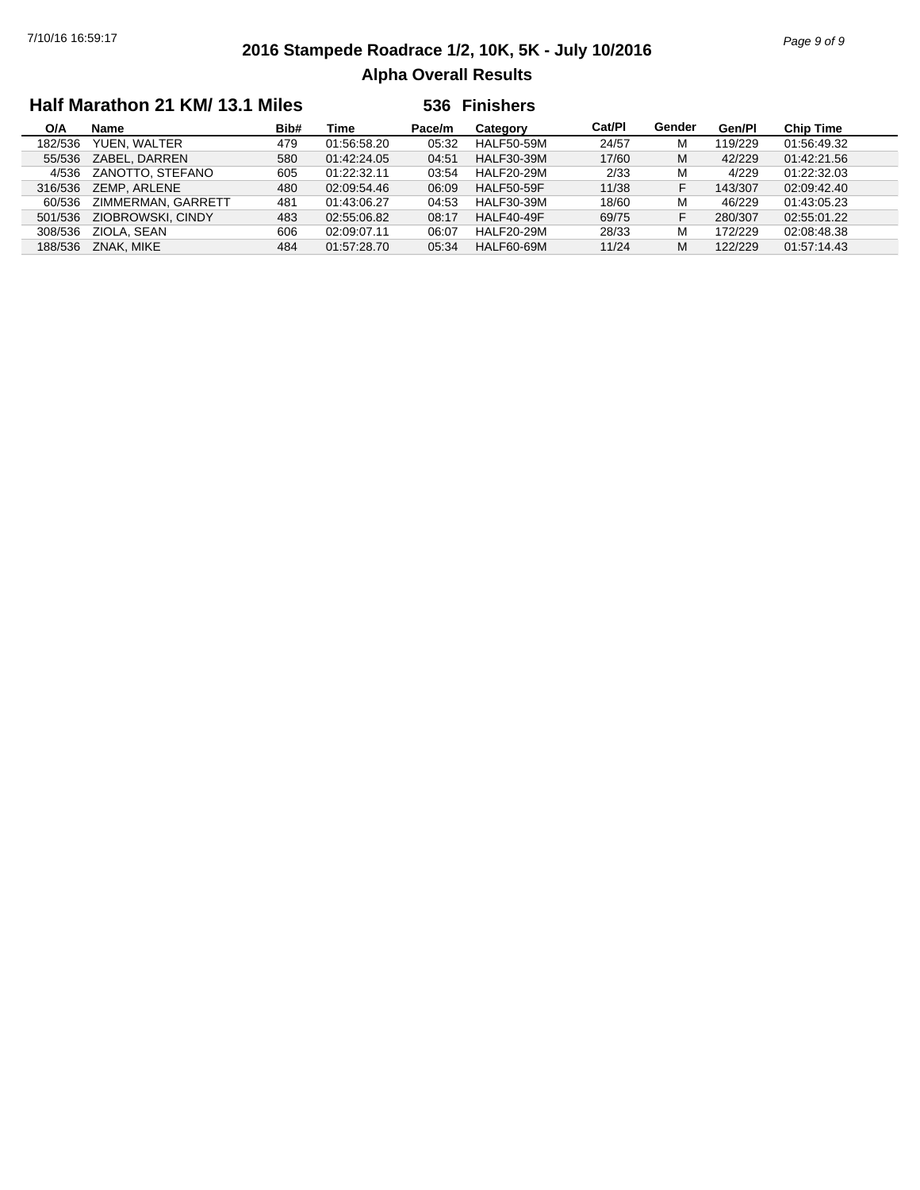## 2016 Stampede Roadrace 1/2, 10K, 5K - July 10/2016

## Alpha Overall Results

### Half Marathon 21 KM/ 13.1 Miles — 536 Finishers

| O/A | Name | Bib# | Time | Pace/m | Category | Cat/Pl | Gender | Gen/Pl | Chip Time |
|---|---|---|---|---|---|---|---|---|---|
| 182/536 | YUEN, WALTER | 479 | 01:56:58.20 | 05:32 | HALF50-59M | 24/57 | M | 119/229 | 01:56:49.32 |
| 55/536 | ZABEL, DARREN | 580 | 01:42:24.05 | 04:51 | HALF30-39M | 17/60 | M | 42/229 | 01:42:21.56 |
| 4/536 | ZANOTTO, STEFANO | 605 | 01:22:32.11 | 03:54 | HALF20-29M | 2/33 | M | 4/229 | 01:22:32.03 |
| 316/536 | ZEMP, ARLENE | 480 | 02:09:54.46 | 06:09 | HALF50-59F | 11/38 | F | 143/307 | 02:09:42.40 |
| 60/536 | ZIMMERMAN, GARRETT | 481 | 01:43:06.27 | 04:53 | HALF30-39M | 18/60 | M | 46/229 | 01:43:05.23 |
| 501/536 | ZIOBROWSKI, CINDY | 483 | 02:55:06.82 | 08:17 | HALF40-49F | 69/75 | F | 280/307 | 02:55:01.22 |
| 308/536 | ZIOLA, SEAN | 606 | 02:09:07.11 | 06:07 | HALF20-29M | 28/33 | M | 172/229 | 02:08:48.38 |
| 188/536 | ZNAK, MIKE | 484 | 01:57:28.70 | 05:34 | HALF60-69M | 11/24 | M | 122/229 | 01:57:14.43 |